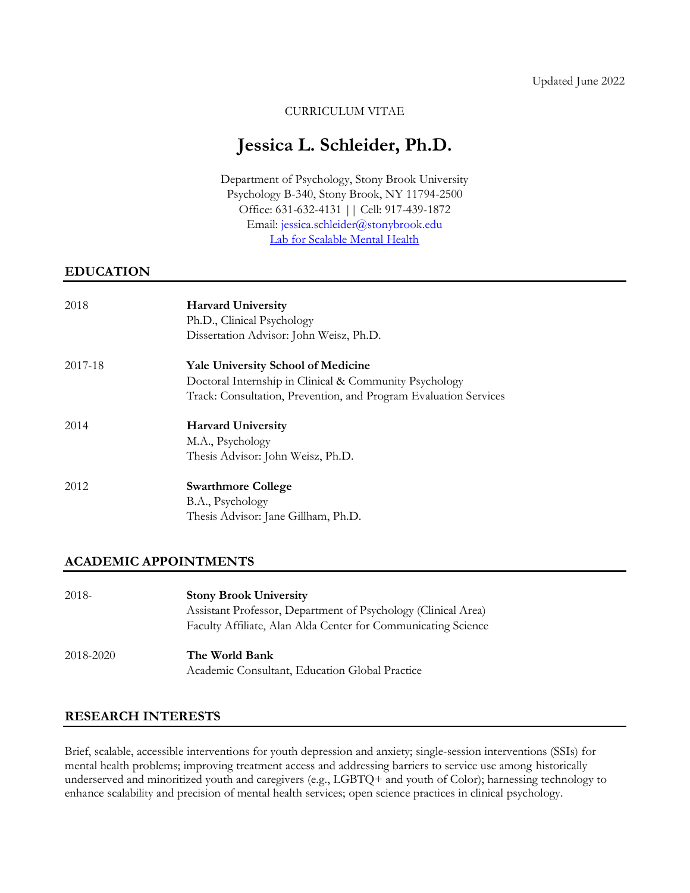Updated June 2022

CURRICULUM VITAE

# Jessica L. Schleider, Ph.D.

Department of Psychology, Stony Brook University
Psychology B-340, Stony Brook, NY 11794-2500
Office: 631-632-4131 || Cell: 917-439-1872
Email: jessica.schleider@stonybrook.edu
Lab for Scalable Mental Health

## EDUCATION

2018 — **Harvard University**
Ph.D., Clinical Psychology
Dissertation Advisor: John Weisz, Ph.D.

2017-18 — **Yale University School of Medicine**
Doctoral Internship in Clinical & Community Psychology
Track: Consultation, Prevention, and Program Evaluation Services

2014 — **Harvard University**
M.A., Psychology
Thesis Advisor: John Weisz, Ph.D.

2012 — **Swarthmore College**
B.A., Psychology
Thesis Advisor: Jane Gillham, Ph.D.

## ACADEMIC APPOINTMENTS

2018- — **Stony Brook University**
Assistant Professor, Department of Psychology (Clinical Area)
Faculty Affiliate, Alan Alda Center for Communicating Science

2018-2020 — **The World Bank**
Academic Consultant, Education Global Practice

## RESEARCH INTERESTS

Brief, scalable, accessible interventions for youth depression and anxiety; single-session interventions (SSIs) for mental health problems; improving treatment access and addressing barriers to service use among historically underserved and minoritized youth and caregivers (e.g., LGBTQ+ and youth of Color); harnessing technology to enhance scalability and precision of mental health services; open science practices in clinical psychology.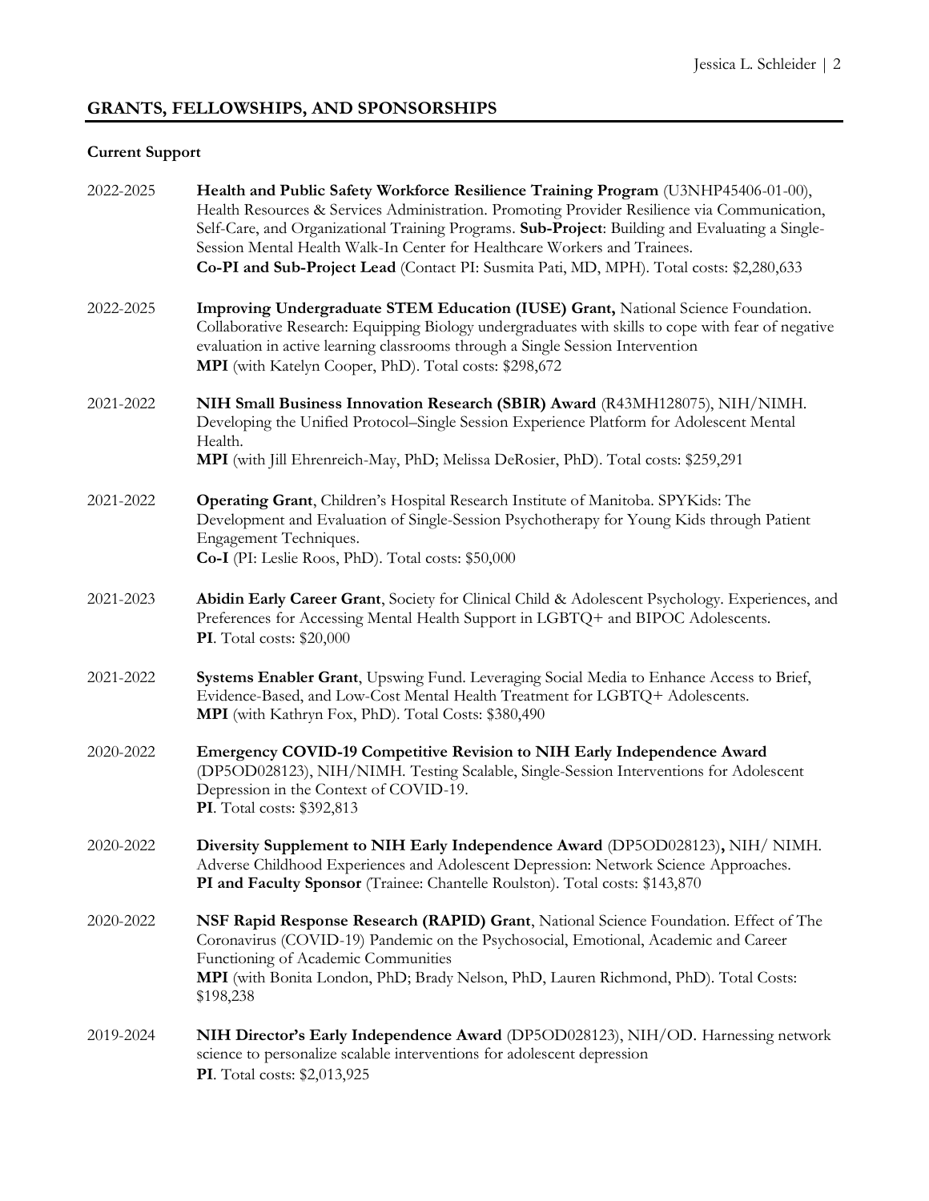## GRANTS, FELLOWSHIPS, AND SPONSORSHIPS

### Current Support

2022-2025 **Health and Public Safety Workforce Resilience Training Program** (U3NHP45406-01-00), Health Resources & Services Administration. Promoting Provider Resilience via Communication, Self-Care, and Organizational Training Programs. **Sub-Project**: Building and Evaluating a Single-Session Mental Health Walk-In Center for Healthcare Workers and Trainees.
**Co-PI and Sub-Project Lead** (Contact PI: Susmita Pati, MD, MPH). Total costs: $2,280,633

2022-2025 **Improving Undergraduate STEM Education (IUSE) Grant,** National Science Foundation. Collaborative Research: Equipping Biology undergraduates with skills to cope with fear of negative evaluation in active learning classrooms through a Single Session Intervention
**MPI** (with Katelyn Cooper, PhD). Total costs: $298,672

2021-2022 **NIH Small Business Innovation Research (SBIR) Award** (R43MH128075), NIH/NIMH. Developing the Unified Protocol–Single Session Experience Platform for Adolescent Mental Health.
**MPI** (with Jill Ehrenreich-May, PhD; Melissa DeRosier, PhD). Total costs: $259,291

2021-2022 **Operating Grant**, Children's Hospital Research Institute of Manitoba. SPYKids: The Development and Evaluation of Single-Session Psychotherapy for Young Kids through Patient Engagement Techniques.
**Co-I** (PI: Leslie Roos, PhD). Total costs: $50,000

2021-2023 **Abidin Early Career Grant**, Society for Clinical Child & Adolescent Psychology. Experiences, and Preferences for Accessing Mental Health Support in LGBTQ+ and BIPOC Adolescents.
**PI**. Total costs: $20,000

2021-2022 **Systems Enabler Grant**, Upswing Fund. Leveraging Social Media to Enhance Access to Brief, Evidence-Based, and Low-Cost Mental Health Treatment for LGBTQ+ Adolescents.
**MPI** (with Kathryn Fox, PhD). Total Costs: $380,490

2020-2022 **Emergency COVID-19 Competitive Revision to NIH Early Independence Award** (DP5OD028123), NIH/NIMH. Testing Scalable, Single-Session Interventions for Adolescent Depression in the Context of COVID-19.
**PI**. Total costs: $392,813

2020-2022 **Diversity Supplement to NIH Early Independence Award** (DP5OD028123)**,** NIH/ NIMH. Adverse Childhood Experiences and Adolescent Depression: Network Science Approaches.
**PI and Faculty Sponsor** (Trainee: Chantelle Roulston). Total costs: $143,870

2020-2022 **NSF Rapid Response Research (RAPID) Grant**, National Science Foundation. Effect of The Coronavirus (COVID-19) Pandemic on the Psychosocial, Emotional, Academic and Career Functioning of Academic Communities
**MPI** (with Bonita London, PhD; Brady Nelson, PhD, Lauren Richmond, PhD). Total Costs: $198,238

2019-2024 **NIH Director's Early Independence Award** (DP5OD028123), NIH/OD. Harnessing network science to personalize scalable interventions for adolescent depression
**PI**. Total costs: $2,013,925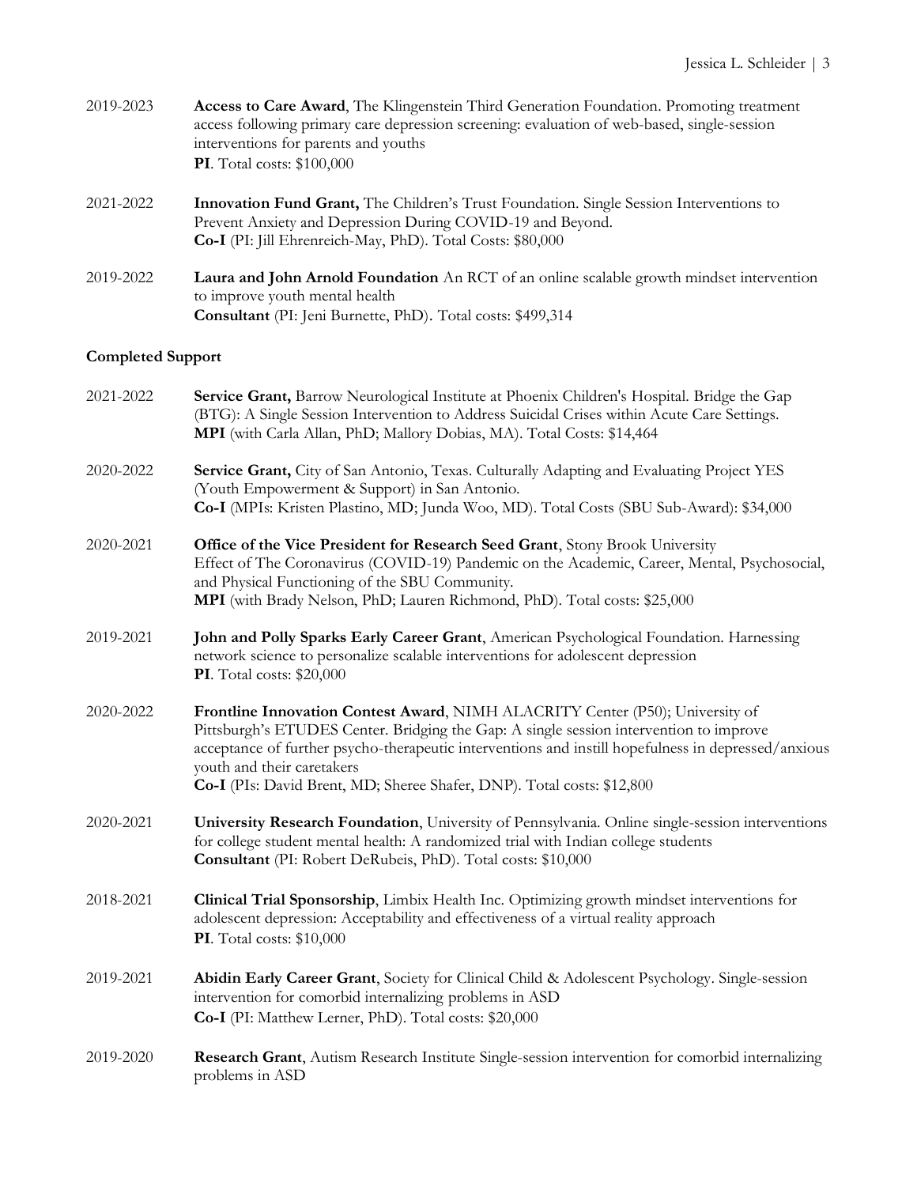2019-2023 **Access to Care Award**, The Klingenstein Third Generation Foundation. Promoting treatment access following primary care depression screening: evaluation of web-based, single-session interventions for parents and youths
**PI**. Total costs: $100,000

2021-2022 **Innovation Fund Grant,** The Children's Trust Foundation. Single Session Interventions to Prevent Anxiety and Depression During COVID-19 and Beyond.
**Co-I** (PI: Jill Ehrenreich-May, PhD). Total Costs: $80,000

2019-2022 **Laura and John Arnold Foundation** An RCT of an online scalable growth mindset intervention to improve youth mental health
**Consultant** (PI: Jeni Burnette, PhD). Total costs: $499,314

**Completed Support**

2021-2022 **Service Grant,** Barrow Neurological Institute at Phoenix Children's Hospital. Bridge the Gap (BTG): A Single Session Intervention to Address Suicidal Crises within Acute Care Settings.
**MPI** (with Carla Allan, PhD; Mallory Dobias, MA). Total Costs: $14,464

2020-2022 **Service Grant,** City of San Antonio, Texas. Culturally Adapting and Evaluating Project YES (Youth Empowerment & Support) in San Antonio.
**Co-I** (MPIs: Kristen Plastino, MD; Junda Woo, MD). Total Costs (SBU Sub-Award): $34,000

2020-2021 **Office of the Vice President for Research Seed Grant**, Stony Brook University
Effect of The Coronavirus (COVID-19) Pandemic on the Academic, Career, Mental, Psychosocial, and Physical Functioning of the SBU Community.
**MPI** (with Brady Nelson, PhD; Lauren Richmond, PhD). Total costs: $25,000

2019-2021 **John and Polly Sparks Early Career Grant**, American Psychological Foundation. Harnessing network science to personalize scalable interventions for adolescent depression
**PI**. Total costs: $20,000

2020-2022 **Frontline Innovation Contest Award**, NIMH ALACRITY Center (P50); University of Pittsburgh's ETUDES Center. Bridging the Gap: A single session intervention to improve acceptance of further psycho-therapeutic interventions and instill hopefulness in depressed/anxious youth and their caretakers
**Co-I** (PIs: David Brent, MD; Sheree Shafer, DNP). Total costs: $12,800

2020-2021 **University Research Foundation**, University of Pennsylvania. Online single-session interventions for college student mental health: A randomized trial with Indian college students
**Consultant** (PI: Robert DeRubeis, PhD). Total costs: $10,000

2018-2021 **Clinical Trial Sponsorship**, Limbix Health Inc. Optimizing growth mindset interventions for adolescent depression: Acceptability and effectiveness of a virtual reality approach
**PI**. Total costs: $10,000

2019-2021 **Abidin Early Career Grant**, Society for Clinical Child & Adolescent Psychology. Single-session intervention for comorbid internalizing problems in ASD
**Co-I** (PI: Matthew Lerner, PhD). Total costs: $20,000

2019-2020 **Research Grant**, Autism Research Institute Single-session intervention for comorbid internalizing problems in ASD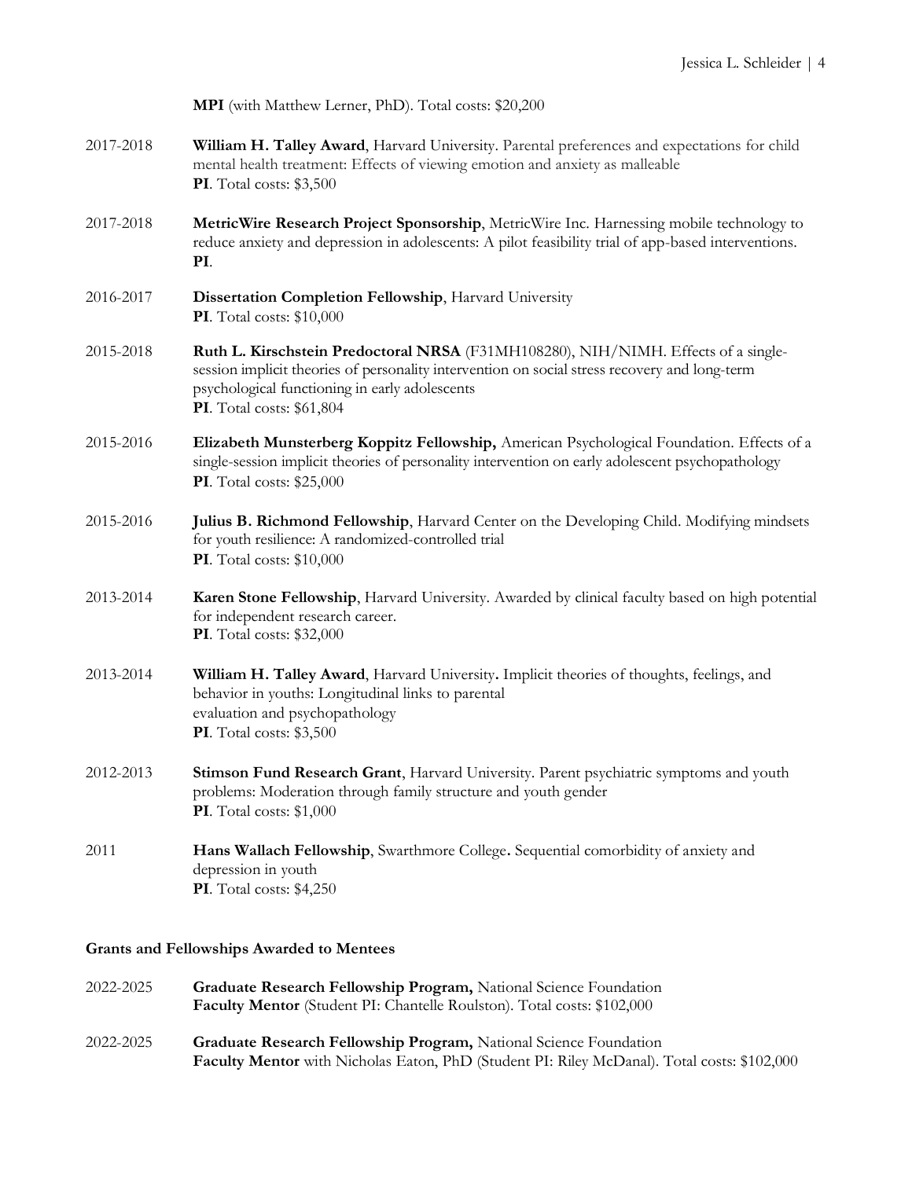**MPI** (with Matthew Lerner, PhD). Total costs: $20,200

2017-2018 **William H. Talley Award**, Harvard University. Parental preferences and expectations for child mental health treatment: Effects of viewing emotion and anxiety as malleable
**PI**. Total costs: $3,500

2017-2018 **MetricWire Research Project Sponsorship**, MetricWire Inc. Harnessing mobile technology to reduce anxiety and depression in adolescents: A pilot feasibility trial of app-based interventions.
**PI**.

2016-2017 **Dissertation Completion Fellowship**, Harvard University
**PI**. Total costs: $10,000

2015-2018 **Ruth L. Kirschstein Predoctoral NRSA** (F31MH108280), NIH/NIMH. Effects of a single-session implicit theories of personality intervention on social stress recovery and long-term psychological functioning in early adolescents
**PI**. Total costs: $61,804

2015-2016 **Elizabeth Munsterberg Koppitz Fellowship,** American Psychological Foundation. Effects of a single-session implicit theories of personality intervention on early adolescent psychopathology
**PI**. Total costs: $25,000

2015-2016 **Julius B. Richmond Fellowship**, Harvard Center on the Developing Child. Modifying mindsets for youth resilience: A randomized-controlled trial
**PI**. Total costs: $10,000

2013-2014 **Karen Stone Fellowship**, Harvard University. Awarded by clinical faculty based on high potential for independent research career.
**PI**. Total costs: $32,000

2013-2014 **William H. Talley Award**, Harvard University**.** Implicit theories of thoughts, feelings, and behavior in youths: Longitudinal links to parental evaluation and psychopathology
**PI**. Total costs: $3,500

2012-2013 **Stimson Fund Research Grant**, Harvard University. Parent psychiatric symptoms and youth problems: Moderation through family structure and youth gender
**PI**. Total costs: $1,000

2011 **Hans Wallach Fellowship**, Swarthmore College**.** Sequential comorbidity of anxiety and depression in youth
**PI**. Total costs: $4,250

### Grants and Fellowships Awarded to Mentees

2022-2025 **Graduate Research Fellowship Program,** National Science Foundation
**Faculty Mentor** (Student PI: Chantelle Roulston). Total costs: $102,000

2022-2025 **Graduate Research Fellowship Program,** National Science Foundation
**Faculty Mentor** with Nicholas Eaton, PhD (Student PI: Riley McDanal). Total costs: $102,000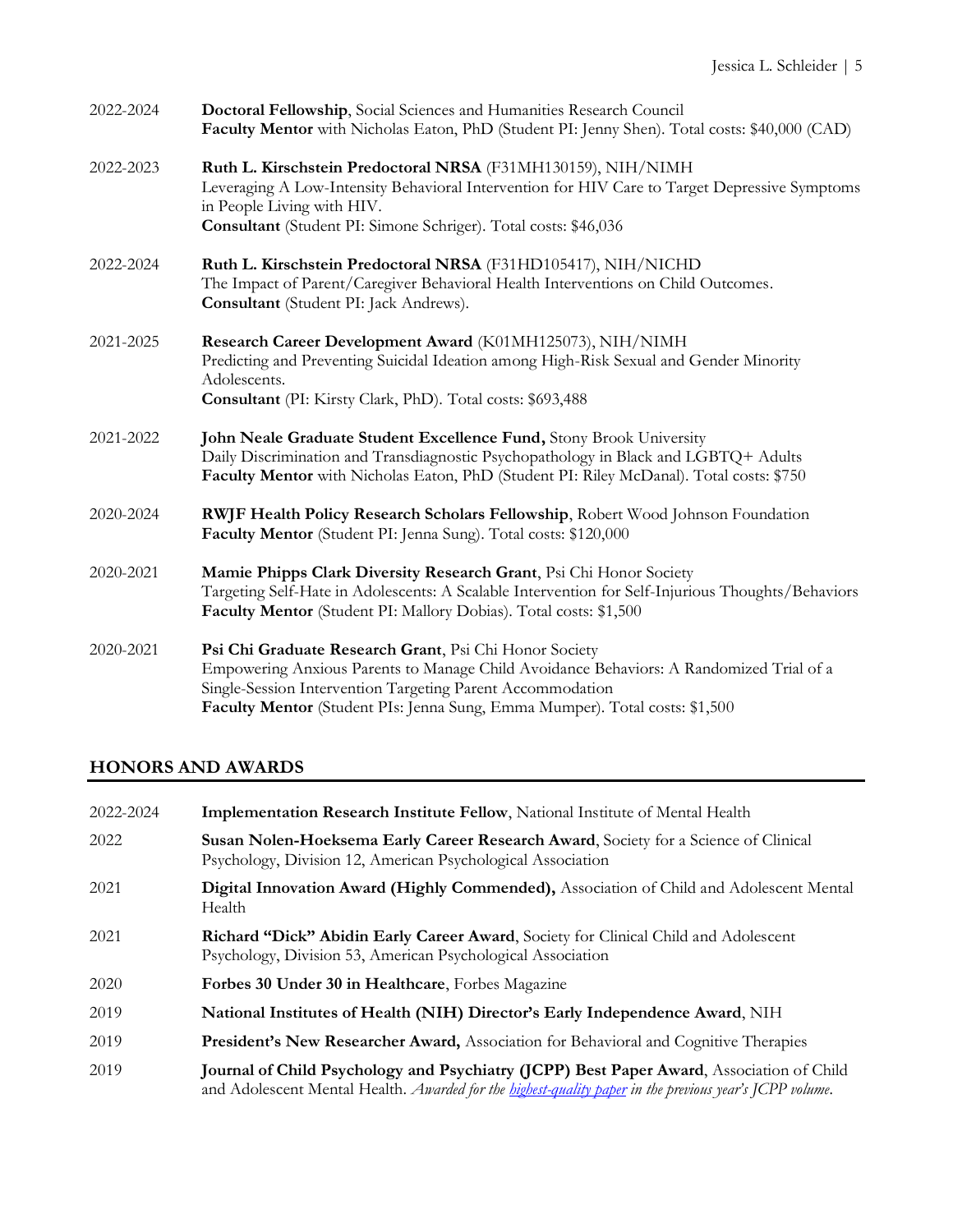2022-2024 **Doctoral Fellowship**, Social Sciences and Humanities Research Council
**Faculty Mentor** with Nicholas Eaton, PhD (Student PI: Jenny Shen). Total costs: $40,000 (CAD)

2022-2023 **Ruth L. Kirschstein Predoctoral NRSA** (F31MH130159), NIH/NIMH
Leveraging A Low-Intensity Behavioral Intervention for HIV Care to Target Depressive Symptoms in People Living with HIV.
**Consultant** (Student PI: Simone Schriger). Total costs: $46,036

2022-2024 **Ruth L. Kirschstein Predoctoral NRSA** (F31HD105417), NIH/NICHD
The Impact of Parent/Caregiver Behavioral Health Interventions on Child Outcomes.
**Consultant** (Student PI: Jack Andrews).

2021-2025 **Research Career Development Award** (K01MH125073), NIH/NIMH
Predicting and Preventing Suicidal Ideation among High-Risk Sexual and Gender Minority Adolescents.
**Consultant** (PI: Kirsty Clark, PhD). Total costs: $693,488

2021-2022 **John Neale Graduate Student Excellence Fund,** Stony Brook University
Daily Discrimination and Transdiagnostic Psychopathology in Black and LGBTQ+ Adults
**Faculty Mentor** with Nicholas Eaton, PhD (Student PI: Riley McDanal). Total costs: $750

2020-2024 **RWJF Health Policy Research Scholars Fellowship**, Robert Wood Johnson Foundation
**Faculty Mentor** (Student PI: Jenna Sung). Total costs: $120,000

2020-2021 **Mamie Phipps Clark Diversity Research Grant**, Psi Chi Honor Society
Targeting Self-Hate in Adolescents: A Scalable Intervention for Self-Injurious Thoughts/Behaviors
**Faculty Mentor** (Student PI: Mallory Dobias). Total costs: $1,500

2020-2021 **Psi Chi Graduate Research Grant**, Psi Chi Honor Society
Empowering Anxious Parents to Manage Child Avoidance Behaviors: A Randomized Trial of a Single-Session Intervention Targeting Parent Accommodation
**Faculty Mentor** (Student PIs: Jenna Sung, Emma Mumper). Total costs: $1,500

## HONORS AND AWARDS

2022-2024 **Implementation Research Institute Fellow**, National Institute of Mental Health

2022 **Susan Nolen-Hoeksema Early Career Research Award**, Society for a Science of Clinical Psychology, Division 12, American Psychological Association

2021 **Digital Innovation Award (Highly Commended),** Association of Child and Adolescent Mental Health

2021 **Richard "Dick" Abidin Early Career Award**, Society for Clinical Child and Adolescent Psychology, Division 53, American Psychological Association

2020 **Forbes 30 Under 30 in Healthcare**, Forbes Magazine

2019 **National Institutes of Health (NIH) Director's Early Independence Award**, NIH

2019 **President's New Researcher Award,** Association for Behavioral and Cognitive Therapies

2019 **Journal of Child Psychology and Psychiatry (JCPP) Best Paper Award**, Association of Child and Adolescent Mental Health. *Awarded for the highest-quality paper in the previous year's JCPP volume.*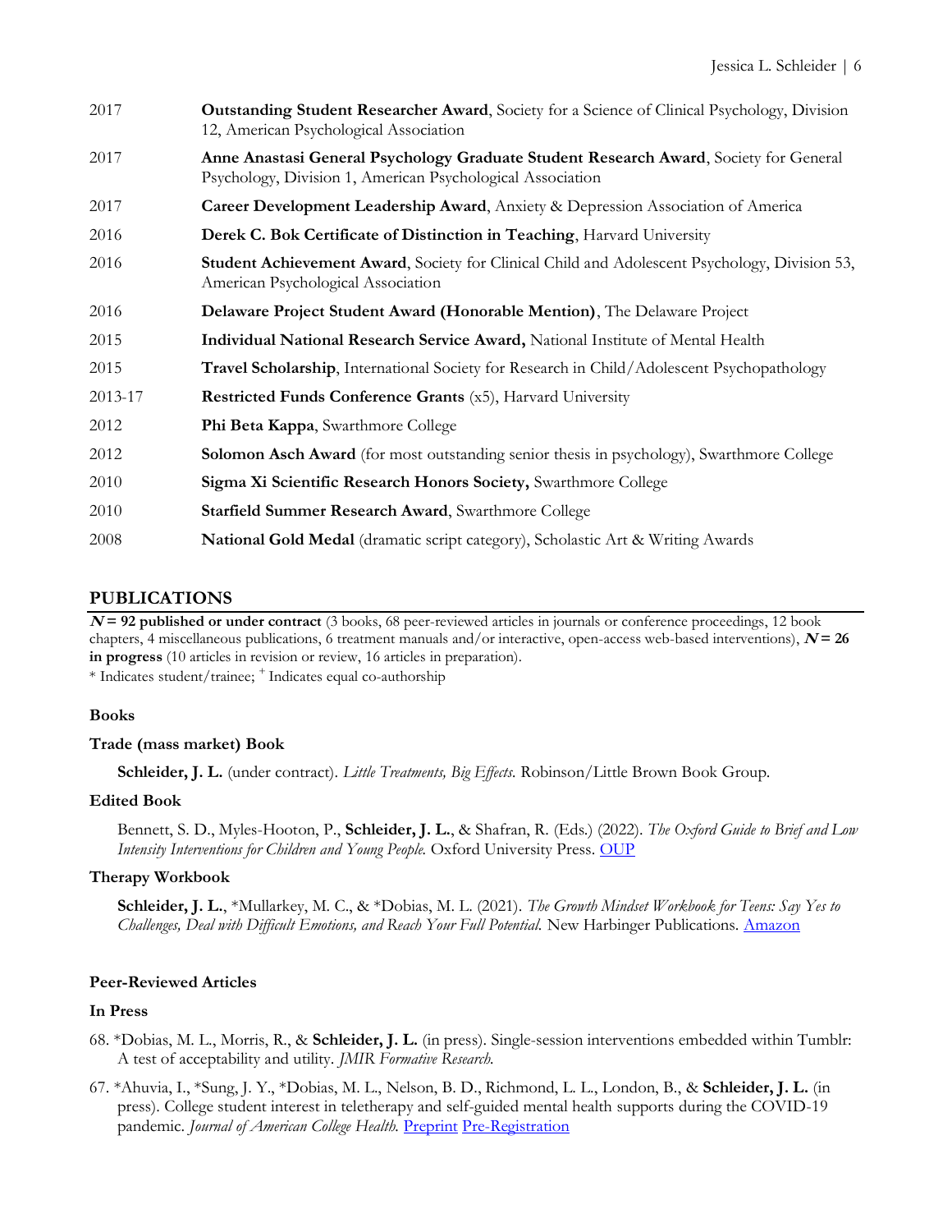| | |
|---|---|
| 2017 | **Outstanding Student Researcher Award**, Society for a Science of Clinical Psychology, Division 12, American Psychological Association |
| 2017 | **Anne Anastasi General Psychology Graduate Student Research Award**, Society for General Psychology, Division 1, American Psychological Association |
| 2017 | **Career Development Leadership Award**, Anxiety & Depression Association of America |
| 2016 | **Derek C. Bok Certificate of Distinction in Teaching**, Harvard University |
| 2016 | **Student Achievement Award**, Society for Clinical Child and Adolescent Psychology, Division 53, American Psychological Association |
| 2016 | **Delaware Project Student Award (Honorable Mention)**, The Delaware Project |
| 2015 | **Individual National Research Service Award,** National Institute of Mental Health |
| 2015 | **Travel Scholarship**, International Society for Research in Child/Adolescent Psychopathology |
| 2013-17 | **Restricted Funds Conference Grants** (x5), Harvard University |
| 2012 | **Phi Beta Kappa**, Swarthmore College |
| 2012 | **Solomon Asch Award** (for most outstanding senior thesis in psychology), Swarthmore College |
| 2010 | **Sigma Xi Scientific Research Honors Society,** Swarthmore College |
| 2010 | **Starfield Summer Research Award**, Swarthmore College |
| 2008 | **National Gold Medal** (dramatic script category), Scholastic Art & Writing Awards |

## PUBLICATIONS

***N* = 92 published or under contract** (3 books, 68 peer-reviewed articles in journals or conference proceedings, 12 book chapters, 4 miscellaneous publications, 6 treatment manuals and/or interactive, open-access web-based interventions), ***N* = 26 in progress** (10 articles in revision or review, 16 articles in preparation).

* Indicates student/trainee; + Indicates equal co-authorship

### Books

#### Trade (mass market) Book

**Schleider, J. L.** (under contract). *Little Treatments, Big Effects.* Robinson/Little Brown Book Group.

#### Edited Book

Bennett, S. D., Myles-Hooton, P., **Schleider, J. L.**, & Shafran, R. (Eds.) (2022). *The Oxford Guide to Brief and Low Intensity Interventions for Children and Young People.* Oxford University Press. OUP

#### Therapy Workbook

**Schleider, J. L.**, *Mullarkey, M. C., & *Dobias, M. L. (2021). *The Growth Mindset Workbook for Teens: Say Yes to Challenges, Deal with Difficult Emotions, and Reach Your Full Potential.* New Harbinger Publications. Amazon

### Peer-Reviewed Articles

#### In Press

68. *Dobias, M. L., Morris, R., & **Schleider, J. L.** (in press). Single-session interventions embedded within Tumblr: A test of acceptability and utility. *JMIR Formative Research.*

67. *Ahuvia, I., *Sung, J. Y., *Dobias, M. L., Nelson, B. D., Richmond, L. L., London, B., & **Schleider, J. L.** (in press). College student interest in teletherapy and self-guided mental health supports during the COVID-19 pandemic. *Journal of American College Health.* Preprint Pre-Registration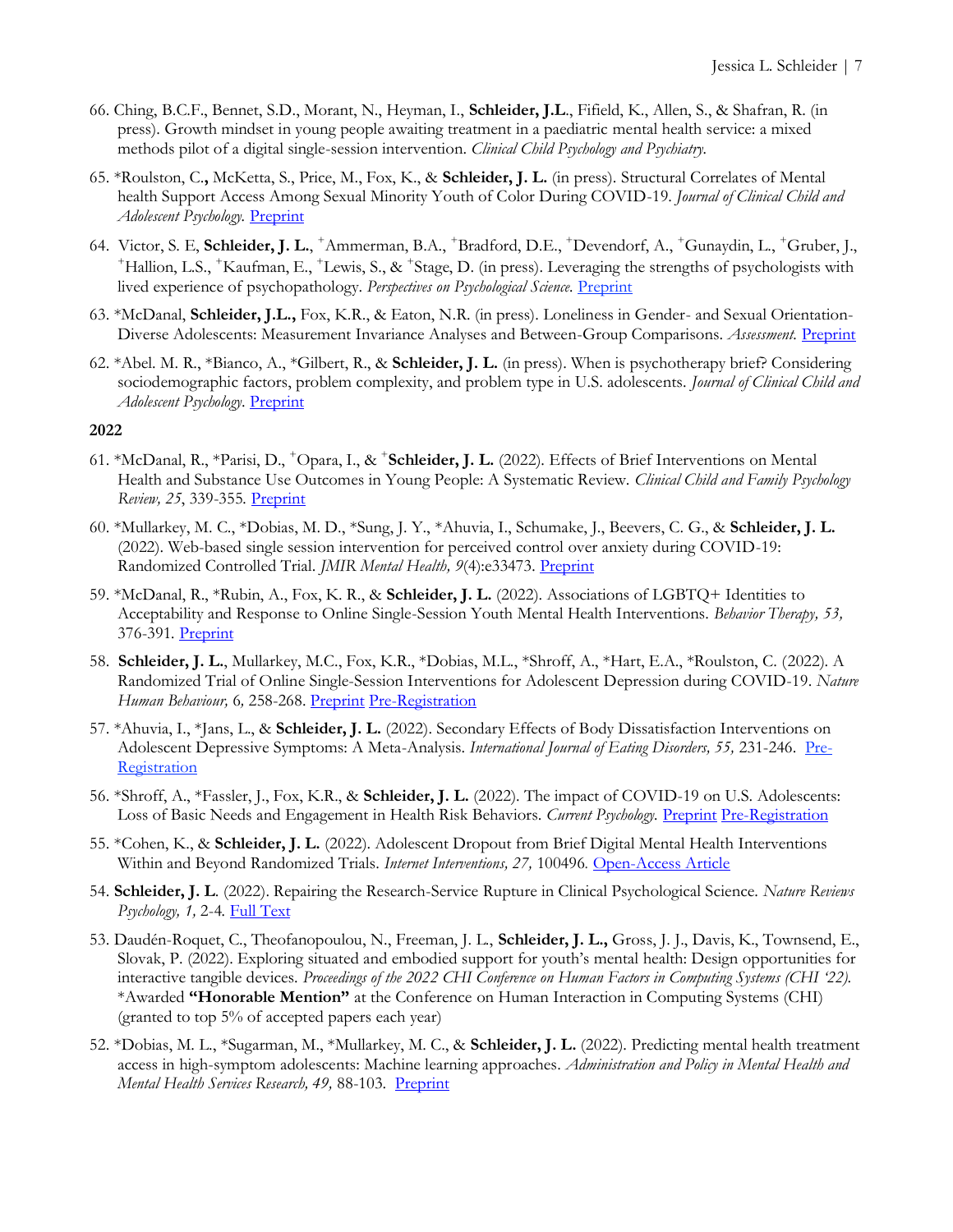66. Ching, B.C.F., Bennet, S.D., Morant, N., Heyman, I., **Schleider, J.L.**, Fifield, K., Allen, S., & Shafran, R. (in press). Growth mindset in young people awaiting treatment in a paediatric mental health service: a mixed methods pilot of a digital single-session intervention. *Clinical Child Psychology and Psychiatry.*

65. *Roulston, C.**,** McKetta, S., Price, M., Fox, K., & **Schleider, J. L.** (in press). Structural Correlates of Mental health Support Access Among Sexual Minority Youth of Color During COVID-19. *Journal of Clinical Child and Adolescent Psychology.* Preprint

64. Victor, S. E, **Schleider, J. L.**, +Ammerman, B.A., +Bradford, D.E., +Devendorf, A., +Gunaydin, L., +Gruber, J., +Hallion, L.S., +Kaufman, E., +Lewis, S., & +Stage, D. (in press). Leveraging the strengths of psychologists with lived experience of psychopathology. *Perspectives on Psychological Science.* Preprint

63. *McDanal, **Schleider, J.L.,** Fox, K.R., & Eaton, N.R. (in press). Loneliness in Gender- and Sexual Orientation-Diverse Adolescents: Measurement Invariance Analyses and Between-Group Comparisons. *Assessment.* Preprint

62. *Abel. M. R., *Bianco, A., *Gilbert, R., & **Schleider, J. L.** (in press). When is psychotherapy brief? Considering sociodemographic factors, problem complexity, and problem type in U.S. adolescents. *Journal of Clinical Child and Adolescent Psychology.* Preprint

**2022**

61. *McDanal, R., *Parisi, D., +Opara, I., & +**Schleider, J. L.** (2022). Effects of Brief Interventions on Mental Health and Substance Use Outcomes in Young People: A Systematic Review. *Clinical Child and Family Psychology Review, 25*, 339-355. Preprint

60. *Mullarkey, M. C., *Dobias, M. D., *Sung, J. Y., *Ahuvia, I., Schumake, J., Beevers, C. G., & **Schleider, J. L.** (2022). Web-based single session intervention for perceived control over anxiety during COVID-19: Randomized Controlled Trial. *JMIR Mental Health, 9*(4):e33473. Preprint

59. *McDanal, R., *Rubin, A., Fox, K. R., & **Schleider, J. L.** (2022). Associations of LGBTQ+ Identities to Acceptability and Response to Online Single-Session Youth Mental Health Interventions. *Behavior Therapy, 53,* 376-391. Preprint

58. **Schleider, J. L.**, Mullarkey, M.C., Fox, K.R., *Dobias, M.L., *Shroff, A., *Hart, E.A., *Roulston, C. (2022). A Randomized Trial of Online Single-Session Interventions for Adolescent Depression during COVID-19. *Nature Human Behaviour, 6,* 258-268. Preprint Pre-Registration

57. *Ahuvia, I., *Jans, L., & **Schleider, J. L.** (2022). Secondary Effects of Body Dissatisfaction Interventions on Adolescent Depressive Symptoms: A Meta-Analysis. *International Journal of Eating Disorders, 55,* 231-246. Pre-Registration

56. *Shroff, A., *Fassler, J., Fox, K.R., & **Schleider, J. L.** (2022). The impact of COVID-19 on U.S. Adolescents: Loss of Basic Needs and Engagement in Health Risk Behaviors. *Current Psychology.* Preprint Pre-Registration

55. *Cohen, K., & **Schleider, J. L.** (2022). Adolescent Dropout from Brief Digital Mental Health Interventions Within and Beyond Randomized Trials. *Internet Interventions, 27,* 100496. Open-Access Article

54. **Schleider, J. L**. (2022). Repairing the Research-Service Rupture in Clinical Psychological Science. *Nature Reviews Psychology, 1,* 2-4. Full Text

53. Daudén-Roquet, C., Theofanopoulou, N., Freeman, J. L., **Schleider, J. L.,** Gross, J. J., Davis, K., Townsend, E., Slovak, P. (2022). Exploring situated and embodied support for youth's mental health: Design opportunities for interactive tangible devices. *Proceedings of the 2022 CHI Conference on Human Factors in Computing Systems (CHI '22).* *Awarded **"Honorable Mention"** at the Conference on Human Interaction in Computing Systems (CHI) (granted to top 5% of accepted papers each year)

52. *Dobias, M. L., *Sugarman, M., *Mullarkey, M. C., & **Schleider, J. L.** (2022). Predicting mental health treatment access in high-symptom adolescents: Machine learning approaches. *Administration and Policy in Mental Health and Mental Health Services Research, 49,* 88-103. Preprint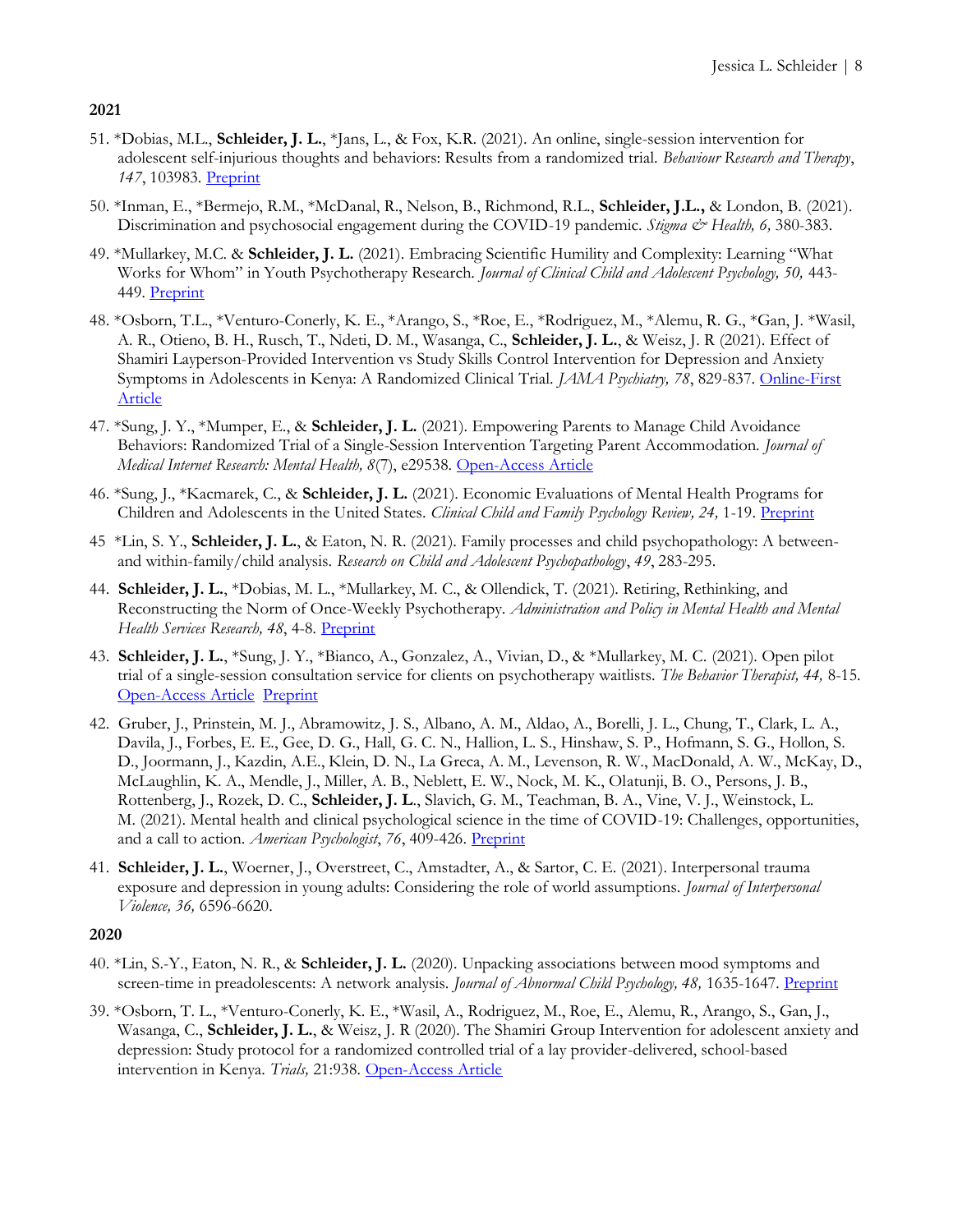**2021**

51. *Dobias, M.L., **Schleider, J. L.**, *Jans, L., & Fox, K.R. (2021). An online, single-session intervention for adolescent self-injurious thoughts and behaviors: Results from a randomized trial. *Behaviour Research and Therapy*, *147*, 103983. [Preprint]

50. *Inman, E., *Bermejo, R.M., *McDanal, R., Nelson, B., Richmond, R.L., **Schleider, J.L.,** & London, B. (2021). Discrimination and psychosocial engagement during the COVID-19 pandemic. *Stigma & Health, 6,* 380-383.

49. *Mullarkey, M.C. & **Schleider, J. L.** (2021). Embracing Scientific Humility and Complexity: Learning "What Works for Whom" in Youth Psychotherapy Research. *Journal of Clinical Child and Adolescent Psychology, 50,* 443-449. [Preprint]

48. *Osborn, T.L., *Venturo-Conerly, K. E., *Arango, S., *Roe, E., *Rodriguez, M., *Alemu, R. G., *Gan, J. *Wasil, A. R., Otieno, B. H., Rusch, T., Ndeti, D. M., Wasanga, C., **Schleider, J. L.**, & Weisz, J. R (2021). Effect of Shamiri Layperson-Provided Intervention vs Study Skills Control Intervention for Depression and Anxiety Symptoms in Adolescents in Kenya: A Randomized Clinical Trial. *JAMA Psychiatry, 78*, 829-837. [Online-First Article]

47. *Sung, J. Y., *Mumper, E., & **Schleider, J. L.** (2021). Empowering Parents to Manage Child Avoidance Behaviors: Randomized Trial of a Single-Session Intervention Targeting Parent Accommodation. *Journal of Medical Internet Research: Mental Health, 8*(7), e29538. [Open-Access Article]

46. *Sung, J., *Kacmarek, C., & **Schleider, J. L.** (2021). Economic Evaluations of Mental Health Programs for Children and Adolescents in the United States. *Clinical Child and Family Psychology Review, 24,* 1-19. [Preprint]

45 *Lin, S. Y., **Schleider, J. L.**, & Eaton, N. R. (2021). Family processes and child psychopathology: A between- and within-family/child analysis. *Research on Child and Adolescent Psychopathology*, *49*, 283-295.

44. **Schleider, J. L.**, *Dobias, M. L., *Mullarkey, M. C., & Ollendick, T. (2021). Retiring, Rethinking, and Reconstructing the Norm of Once-Weekly Psychotherapy. *Administration and Policy in Mental Health and Mental Health Services Research, 48*, 4-8. [Preprint]

43. **Schleider, J. L.**, *Sung, J. Y., *Bianco, A., Gonzalez, A., Vivian, D., & *Mullarkey, M. C. (2021). Open pilot trial of a single-session consultation service for clients on psychotherapy waitlists. *The Behavior Therapist, 44,* 8-15. [Open-Access Article] [Preprint]

42. Gruber, J., Prinstein, M. J., Abramowitz, J. S., Albano, A. M., Aldao, A., Borelli, J. L., Chung, T., Clark, L. A., Davila, J., Forbes, E. E., Gee, D. G., Hall, G. C. N., Hallion, L. S., Hinshaw, S. P., Hofmann, S. G., Hollon, S. D., Joormann, J., Kazdin, A.E., Klein, D. N., La Greca, A. M., Levenson, R. W., MacDonald, A. W., McKay, D., McLaughlin, K. A., Mendle, J., Miller, A. B., Neblett, E. W., Nock, M. K., Olatunji, B. O., Persons, J. B., Rottenberg, J., Rozek, D. C., **Schleider, J. L**., Slavich, G. M., Teachman, B. A., Vine, V. J., Weinstock, L. M. (2021). Mental health and clinical psychological science in the time of COVID-19: Challenges, opportunities, and a call to action. *American Psychologist*, *76*, 409-426. [Preprint]

41. **Schleider, J. L.**, Woerner, J., Overstreet, C., Amstadter, A., & Sartor, C. E. (2021). Interpersonal trauma exposure and depression in young adults: Considering the role of world assumptions. *Journal of Interpersonal Violence, 36,* 6596-6620.

**2020**

40. *Lin, S.-Y., Eaton, N. R., & **Schleider, J. L.** (2020). Unpacking associations between mood symptoms and screen-time in preadolescents: A network analysis. *Journal of Abnormal Child Psychology, 48,* 1635-1647. [Preprint]

39. *Osborn, T. L., *Venturo-Conerly, K. E., *Wasil, A., Rodriguez, M., Roe, E., Alemu, R., Arango, S., Gan, J., Wasanga, C., **Schleider, J. L.**, & Weisz, J. R (2020). The Shamiri Group Intervention for adolescent anxiety and depression: Study protocol for a randomized controlled trial of a lay provider-delivered, school-based intervention in Kenya. *Trials,* 21:938. [Open-Access Article]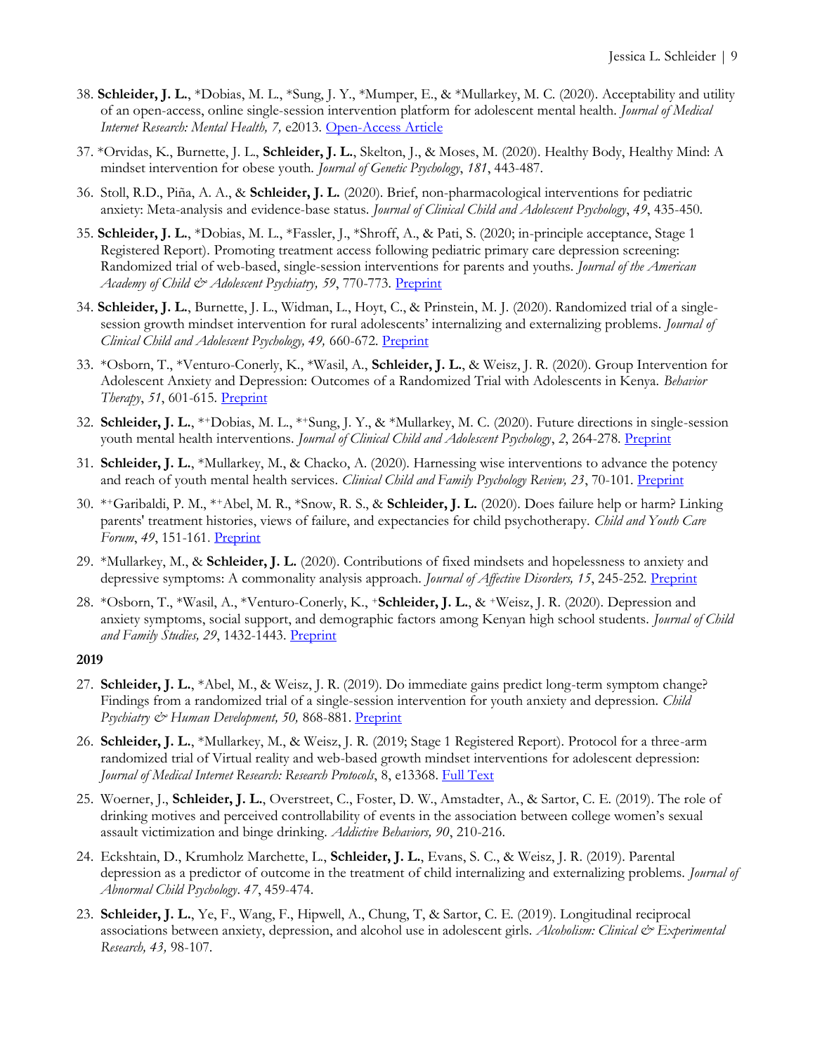38. **Schleider, J. L.**, *Dobias, M. L., *Sung, J. Y., *Mumper, E., & *Mullarkey, M. C. (2020). Acceptability and utility of an open-access, online single-session intervention platform for adolescent mental health. *Journal of Medical Internet Research: Mental Health, 7,* e2013. Open-Access Article

37. *Orvidas, K., Burnette, J. L., **Schleider, J. L.**, Skelton, J., & Moses, M. (2020). Healthy Body, Healthy Mind: A mindset intervention for obese youth. *Journal of Genetic Psychology*, *181*, 443-487.

36. Stoll, R.D., Piña, A. A., & **Schleider, J. L.** (2020). Brief, non-pharmacological interventions for pediatric anxiety: Meta-analysis and evidence-base status. *Journal of Clinical Child and Adolescent Psychology*, *49*, 435-450.

35. **Schleider, J. L.**, *Dobias, M. L., *Fassler, J., *Shroff, A., & Pati, S. (2020; in-principle acceptance, Stage 1 Registered Report). Promoting treatment access following pediatric primary care depression screening: Randomized trial of web-based, single-session interventions for parents and youths. *Journal of the American Academy of Child & Adolescent Psychiatry, 59*, 770-773. Preprint

34. **Schleider, J. L.**, Burnette, J. L., Widman, L., Hoyt, C., & Prinstein, M. J. (2020). Randomized trial of a single-session growth mindset intervention for rural adolescents' internalizing and externalizing problems. *Journal of Clinical Child and Adolescent Psychology, 49,* 660-672. Preprint

33. *Osborn, T., *Venturo-Conerly, K., *Wasil, A., **Schleider, J. L.**, & Weisz, J. R. (2020). Group Intervention for Adolescent Anxiety and Depression: Outcomes of a Randomized Trial with Adolescents in Kenya. *Behavior Therapy*, *51*, 601-615. Preprint

32. **Schleider, J. L.**, *+Dobias, M. L., *+Sung, J. Y., & *Mullarkey, M. C. (2020). Future directions in single-session youth mental health interventions. *Journal of Clinical Child and Adolescent Psychology*, *2*, 264-278. Preprint

31. **Schleider, J. L.**, *Mullarkey, M., & Chacko, A. (2020). Harnessing wise interventions to advance the potency and reach of youth mental health services. *Clinical Child and Family Psychology Review, 23*, 70-101. Preprint

30. *+Garibaldi, P. M., *+Abel, M. R., *Snow, R. S., & **Schleider, J. L.** (2020). Does failure help or harm? Linking parents' treatment histories, views of failure, and expectancies for child psychotherapy. *Child and Youth Care Forum*, *49*, 151-161. Preprint

29. *Mullarkey, M., & **Schleider, J. L.** (2020). Contributions of fixed mindsets and hopelessness to anxiety and depressive symptoms: A commonality analysis approach. *Journal of Affective Disorders, 15*, 245-252. Preprint

28. *Osborn, T., *Wasil, A., *Venturo-Conerly, K., +**Schleider, J. L.**, & +Weisz, J. R. (2020). Depression and anxiety symptoms, social support, and demographic factors among Kenyan high school students. *Journal of Child and Family Studies, 29*, 1432-1443. Preprint

**2019**

27. **Schleider, J. L.**, *Abel, M., & Weisz, J. R. (2019). Do immediate gains predict long-term symptom change? Findings from a randomized trial of a single-session intervention for youth anxiety and depression. *Child Psychiatry & Human Development, 50,* 868-881. Preprint

26. **Schleider, J. L.**, *Mullarkey, M., & Weisz, J. R. (2019; Stage 1 Registered Report). Protocol for a three-arm randomized trial of Virtual reality and web-based growth mindset interventions for adolescent depression: *Journal of Medical Internet Research: Research Protocols*, 8, e13368. Full Text

25. Woerner, J., **Schleider, J. L.**, Overstreet, C., Foster, D. W., Amstadter, A., & Sartor, C. E. (2019). The role of drinking motives and perceived controllability of events in the association between college women's sexual assault victimization and binge drinking. *Addictive Behaviors, 90*, 210-216.

24. Eckshtain, D., Krumholz Marchette, L., **Schleider, J. L.**, Evans, S. C., & Weisz, J. R. (2019). Parental depression as a predictor of outcome in the treatment of child internalizing and externalizing problems. *Journal of Abnormal Child Psychology*. *47*, 459-474.

23. **Schleider, J. L.**, Ye, F., Wang, F., Hipwell, A., Chung, T, & Sartor, C. E. (2019). Longitudinal reciprocal associations between anxiety, depression, and alcohol use in adolescent girls. *Alcoholism: Clinical & Experimental Research, 43,* 98-107.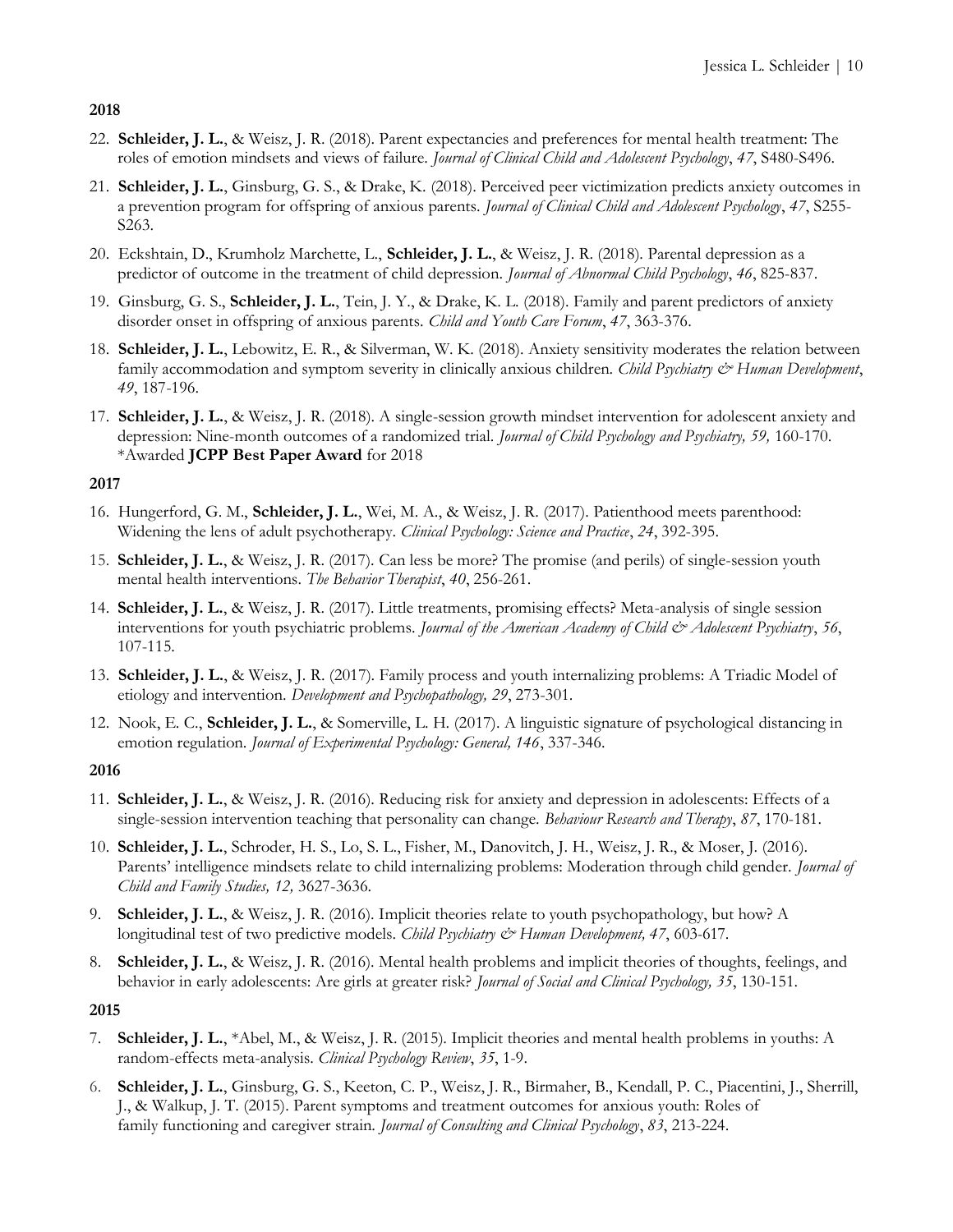**2018**

22. **Schleider, J. L.**, & Weisz, J. R. (2018). Parent expectancies and preferences for mental health treatment: The roles of emotion mindsets and views of failure. *Journal of Clinical Child and Adolescent Psychology*, *47*, S480-S496.

21. **Schleider, J. L.**, Ginsburg, G. S., & Drake, K. (2018). Perceived peer victimization predicts anxiety outcomes in a prevention program for offspring of anxious parents. *Journal of Clinical Child and Adolescent Psychology*, *47*, S255-S263.

20. Eckshtain, D., Krumholz Marchette, L., **Schleider, J. L.**, & Weisz, J. R. (2018). Parental depression as a predictor of outcome in the treatment of child depression. *Journal of Abnormal Child Psychology*, *46*, 825-837.

19. Ginsburg, G. S., **Schleider, J. L.**, Tein, J. Y., & Drake, K. L. (2018). Family and parent predictors of anxiety disorder onset in offspring of anxious parents. *Child and Youth Care Forum*, *47*, 363-376.

18. **Schleider, J. L.**, Lebowitz, E. R., & Silverman, W. K. (2018). Anxiety sensitivity moderates the relation between family accommodation and symptom severity in clinically anxious children. *Child Psychiatry & Human Development*, *49*, 187-196.

17. **Schleider, J. L.**, & Weisz, J. R. (2018). A single-session growth mindset intervention for adolescent anxiety and depression: Nine-month outcomes of a randomized trial. *Journal of Child Psychology and Psychiatry, 59,* 160-170. *Awarded **JCPP Best Paper Award** for 2018

**2017**

16. Hungerford, G. M., **Schleider, J. L.**, Wei, M. A., & Weisz, J. R. (2017). Patienthood meets parenthood: Widening the lens of adult psychotherapy. *Clinical Psychology: Science and Practice*, *24*, 392-395.

15. **Schleider, J. L.**, & Weisz, J. R. (2017). Can less be more? The promise (and perils) of single-session youth mental health interventions. *The Behavior Therapist*, *40*, 256-261.

14. **Schleider, J. L.**, & Weisz, J. R. (2017). Little treatments, promising effects? Meta-analysis of single session interventions for youth psychiatric problems. *Journal of the American Academy of Child & Adolescent Psychiatry*, *56*, 107-115.

13. **Schleider, J. L.**, & Weisz, J. R. (2017). Family process and youth internalizing problems: A Triadic Model of etiology and intervention. *Development and Psychopathology, 29*, 273-301.

12. Nook, E. C., **Schleider, J. L.**, & Somerville, L. H. (2017). A linguistic signature of psychological distancing in emotion regulation. *Journal of Experimental Psychology: General, 146*, 337-346.

**2016**

11. **Schleider, J. L.**, & Weisz, J. R. (2016). Reducing risk for anxiety and depression in adolescents: Effects of a single-session intervention teaching that personality can change. *Behaviour Research and Therapy*, *87*, 170-181.

10. **Schleider, J. L.**, Schroder, H. S., Lo, S. L., Fisher, M., Danovitch, J. H., Weisz, J. R., & Moser, J. (2016). Parents' intelligence mindsets relate to child internalizing problems: Moderation through child gender. *Journal of Child and Family Studies, 12,* 3627-3636.

9. **Schleider, J. L.**, & Weisz, J. R. (2016). Implicit theories relate to youth psychopathology, but how? A longitudinal test of two predictive models. *Child Psychiatry & Human Development, 47*, 603-617.

8. **Schleider, J. L.**, & Weisz, J. R. (2016). Mental health problems and implicit theories of thoughts, feelings, and behavior in early adolescents: Are girls at greater risk? *Journal of Social and Clinical Psychology, 35*, 130-151.

**2015**

7. **Schleider, J. L.**, *Abel, M., & Weisz, J. R. (2015). Implicit theories and mental health problems in youths: A random-effects meta-analysis. *Clinical Psychology Review*, *35*, 1-9.

6. **Schleider, J. L.**, Ginsburg, G. S., Keeton, C. P., Weisz, J. R., Birmaher, B., Kendall, P. C., Piacentini, J., Sherrill, J., & Walkup, J. T. (2015). Parent symptoms and treatment outcomes for anxious youth: Roles of family functioning and caregiver strain. *Journal of Consulting and Clinical Psychology*, *83*, 213-224.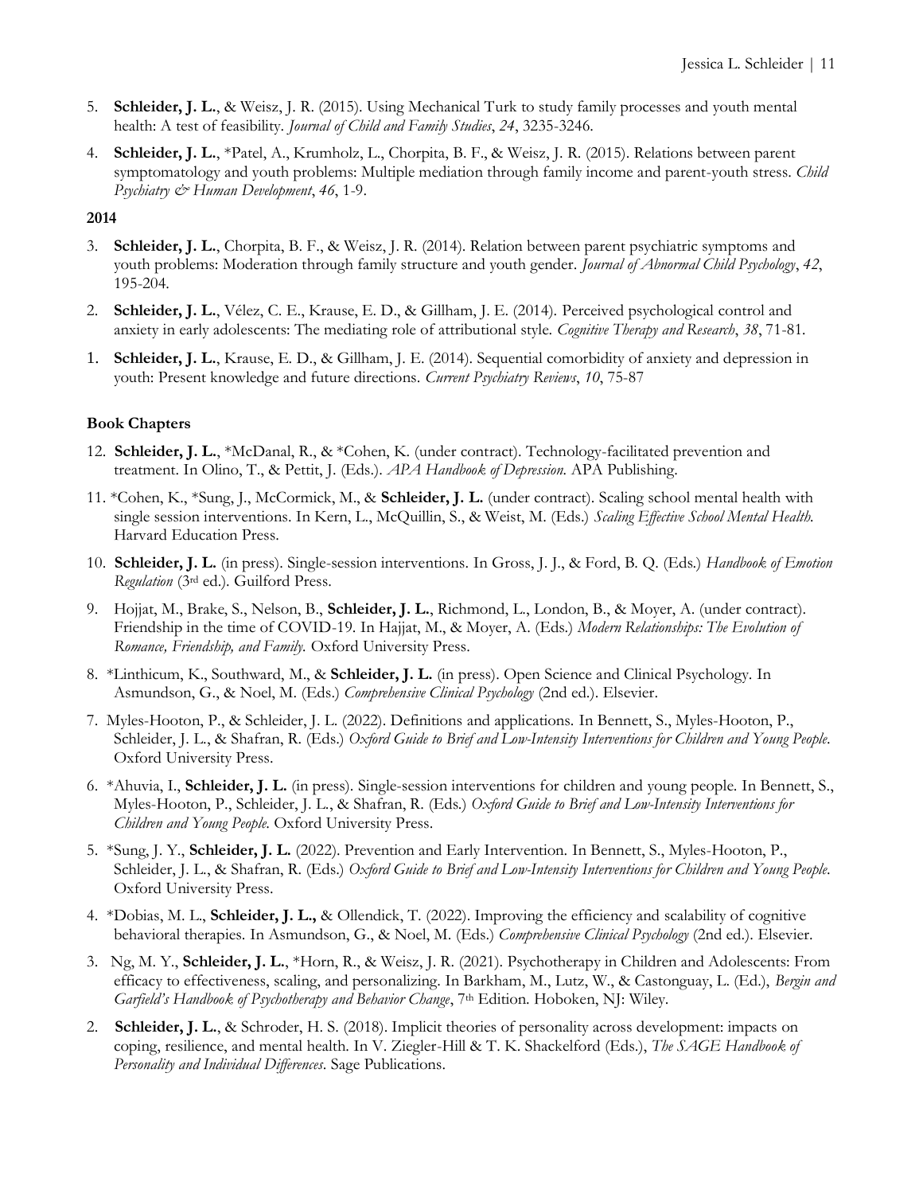5. **Schleider, J. L.**, & Weisz, J. R. (2015). Using Mechanical Turk to study family processes and youth mental health: A test of feasibility. *Journal of Child and Family Studies*, *24*, 3235-3246.

4. **Schleider, J. L.**, *Patel, A., Krumholz, L., Chorpita, B. F., & Weisz, J. R. (2015). Relations between parent symptomatology and youth problems: Multiple mediation through family income and parent-youth stress. *Child Psychiatry & Human Development*, *46*, 1-9.

**2014**

3. **Schleider, J. L.**, Chorpita, B. F., & Weisz, J. R. (2014). Relation between parent psychiatric symptoms and youth problems: Moderation through family structure and youth gender. *Journal of Abnormal Child Psychology*, *42*, 195-204.

2. **Schleider, J. L.**, Vélez, C. E., Krause, E. D., & Gillham, J. E. (2014). Perceived psychological control and anxiety in early adolescents: The mediating role of attributional style. *Cognitive Therapy and Research*, *38*, 71-81.

1. **Schleider, J. L.**, Krause, E. D., & Gillham, J. E. (2014). Sequential comorbidity of anxiety and depression in youth: Present knowledge and future directions. *Current Psychiatry Reviews*, *10*, 75-87

**Book Chapters**

12. **Schleider, J. L.**, *McDanal, R., & *Cohen, K. (under contract). Technology-facilitated prevention and treatment. In Olino, T., & Pettit, J. (Eds.). *APA Handbook of Depression*. APA Publishing.

11. *Cohen, K., *Sung, J., McCormick, M., & **Schleider, J. L.** (under contract). Scaling school mental health with single session interventions. In Kern, L., McQuillin, S., & Weist, M. (Eds.) *Scaling Effective School Mental Health*. Harvard Education Press.

10. **Schleider, J. L.** (in press). Single-session interventions. In Gross, J. J., & Ford, B. Q. (Eds.) *Handbook of Emotion Regulation* (3rd ed.). Guilford Press.

9. Hojjat, M., Brake, S., Nelson, B., **Schleider, J. L.**, Richmond, L., London, B., & Moyer, A. (under contract). Friendship in the time of COVID-19. In Hajjat, M., & Moyer, A. (Eds.) *Modern Relationships: The Evolution of Romance, Friendship, and Family.* Oxford University Press.

8. *Linthicum, K., Southward, M., & **Schleider, J. L.** (in press). Open Science and Clinical Psychology. In Asmundson, G., & Noel, M. (Eds.) *Comprehensive Clinical Psychology* (2nd ed.). Elsevier.

7. Myles-Hooton, P., & Schleider, J. L. (2022). Definitions and applications. In Bennett, S., Myles-Hooton, P., Schleider, J. L., & Shafran, R. (Eds.) *Oxford Guide to Brief and Low-Intensity Interventions for Children and Young People*. Oxford University Press.

6. *Ahuvia, I., **Schleider, J. L.** (in press). Single-session interventions for children and young people. In Bennett, S., Myles-Hooton, P., Schleider, J. L., & Shafran, R. (Eds.) *Oxford Guide to Brief and Low-Intensity Interventions for Children and Young People*. Oxford University Press.

5. *Sung, J. Y., **Schleider, J. L.** (2022). Prevention and Early Intervention. In Bennett, S., Myles-Hooton, P., Schleider, J. L., & Shafran, R. (Eds.) *Oxford Guide to Brief and Low-Intensity Interventions for Children and Young People*. Oxford University Press.

4. *Dobias, M. L., **Schleider, J. L.,** & Ollendick, T. (2022). Improving the efficiency and scalability of cognitive behavioral therapies. In Asmundson, G., & Noel, M. (Eds.) *Comprehensive Clinical Psychology* (2nd ed.). Elsevier.

3. Ng, M. Y., **Schleider, J. L.**, *Horn, R., & Weisz, J. R. (2021). Psychotherapy in Children and Adolescents: From efficacy to effectiveness, scaling, and personalizing. In Barkham, M., Lutz, W., & Castonguay, L. (Ed.), *Bergin and Garfield's Handbook of Psychotherapy and Behavior Change*, 7th Edition. Hoboken, NJ: Wiley.

2. **Schleider, J. L.**, & Schroder, H. S. (2018). Implicit theories of personality across development: impacts on coping, resilience, and mental health. In V. Ziegler-Hill & T. K. Shackelford (Eds.), *The SAGE Handbook of Personality and Individual Differences*. Sage Publications.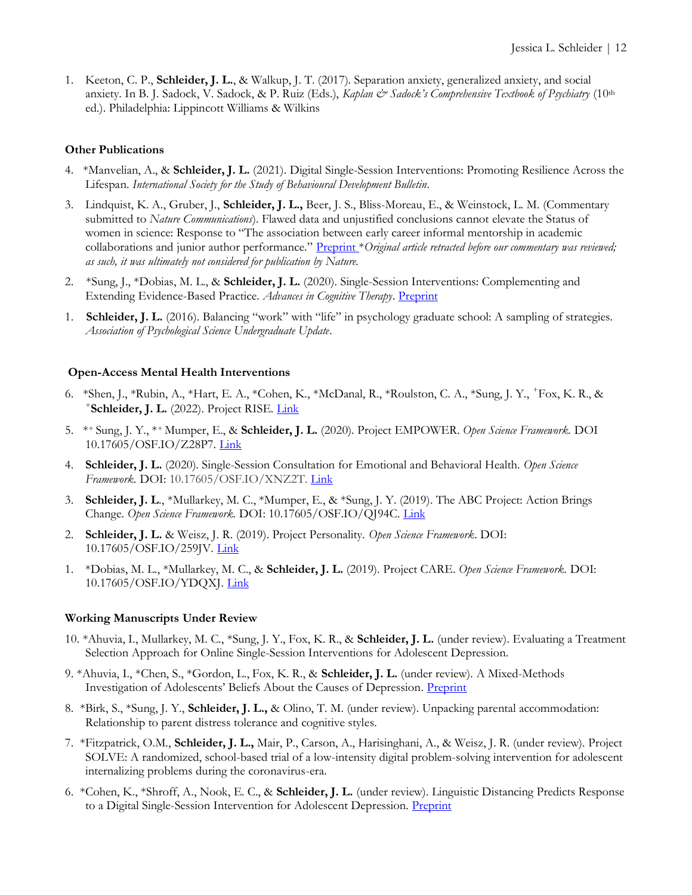1. Keeton, C. P., **Schleider, J. L.**, & Walkup, J. T. (2017). Separation anxiety, generalized anxiety, and social anxiety. In B. J. Sadock, V. Sadock, & P. Ruiz (Eds.), *Kaplan & Sadock's Comprehensive Textbook of Psychiatry* (10th ed.). Philadelphia: Lippincott Williams & Wilkins

### Other Publications

4. *Manvelian, A., & **Schleider, J. L.** (2021). Digital Single-Session Interventions: Promoting Resilience Across the Lifespan. *International Society for the Study of Behavioural Development Bulletin*.

3. Lindquist, K. A., Gruber, J., **Schleider, J. L.,** Beer, J. S., Bliss-Moreau, E., & Weinstock, L. M. (Commentary submitted to *Nature Communications*). Flawed data and unjustified conclusions cannot elevate the Status of women in science: Response to "The association between early career informal mentorship in academic collaborations and junior author performance." Preprint **Original article retracted before our commentary was reviewed; as such, it was ultimately not considered for publication by Nature.*

2. *Sung, J., *Dobias, M. L., & **Schleider, J. L.** (2020). Single-Session Interventions: Complementing and Extending Evidence-Based Practice. *Advances in Cognitive Therapy*. Preprint

1. **Schleider, J. L.** (2016). Balancing "work" with "life" in psychology graduate school: A sampling of strategies. *Association of Psychological Science Undergraduate Update*.

### Open-Access Mental Health Interventions

6. *Shen, J., *Rubin, A., *Hart, E. A., *Cohen, K., *McDanal, R., *Roulston, C. A., *Sung, J. Y., +Fox, K. R., & +**Schleider, J. L.** (2022). Project RISE. Link

5. *+ Sung, J. Y., *+ Mumper, E., & **Schleider, J. L.** (2020). Project EMPOWER. *Open Science Framework.* DOI 10.17605/OSF.IO/Z28P7. Link

4. **Schleider, J. L.** (2020). Single-Session Consultation for Emotional and Behavioral Health. *Open Science Framework.* DOI: 10.17605/OSF.IO/XNZ2T. Link

3. **Schleider, J. L.**, *Mullarkey, M. C., *Mumper, E., & *Sung, J. Y. (2019). The ABC Project: Action Brings Change. *Open Science Framework.* DOI: 10.17605/OSF.IO/QJ94C. Link

2. **Schleider, J. L.** & Weisz, J. R. (2019). Project Personality. *Open Science Framework*. DOI: 10.17605/OSF.IO/259JV. Link

1. *Dobias, M. L., *Mullarkey, M. C., & **Schleider, J. L.** (2019). Project CARE. *Open Science Framework.* DOI: 10.17605/OSF.IO/YDQXJ. Link

### Working Manuscripts Under Review

10. *Ahuvia, I., Mullarkey, M. C., *Sung, J. Y., Fox, K. R., & **Schleider, J. L.** (under review). Evaluating a Treatment Selection Approach for Online Single-Session Interventions for Adolescent Depression.

9. *Ahuvia, I., *Chen, S., *Gordon, L., Fox, K. R., & **Schleider, J. L.** (under review). A Mixed-Methods Investigation of Adolescents' Beliefs About the Causes of Depression. Preprint

8. *Birk, S., *Sung, J. Y., **Schleider, J. L.,** & Olino, T. M. (under review). Unpacking parental accommodation: Relationship to parent distress tolerance and cognitive styles.

7. *Fitzpatrick, O.M., **Schleider, J. L.,** Mair, P., Carson, A., Harisinghani, A., & Weisz, J. R. (under review). Project SOLVE: A randomized, school-based trial of a low-intensity digital problem-solving intervention for adolescent internalizing problems during the coronavirus-era.

6. *Cohen, K., *Shroff, A., Nook, E. C., & **Schleider, J. L.** (under review). Linguistic Distancing Predicts Response to a Digital Single-Session Intervention for Adolescent Depression. Preprint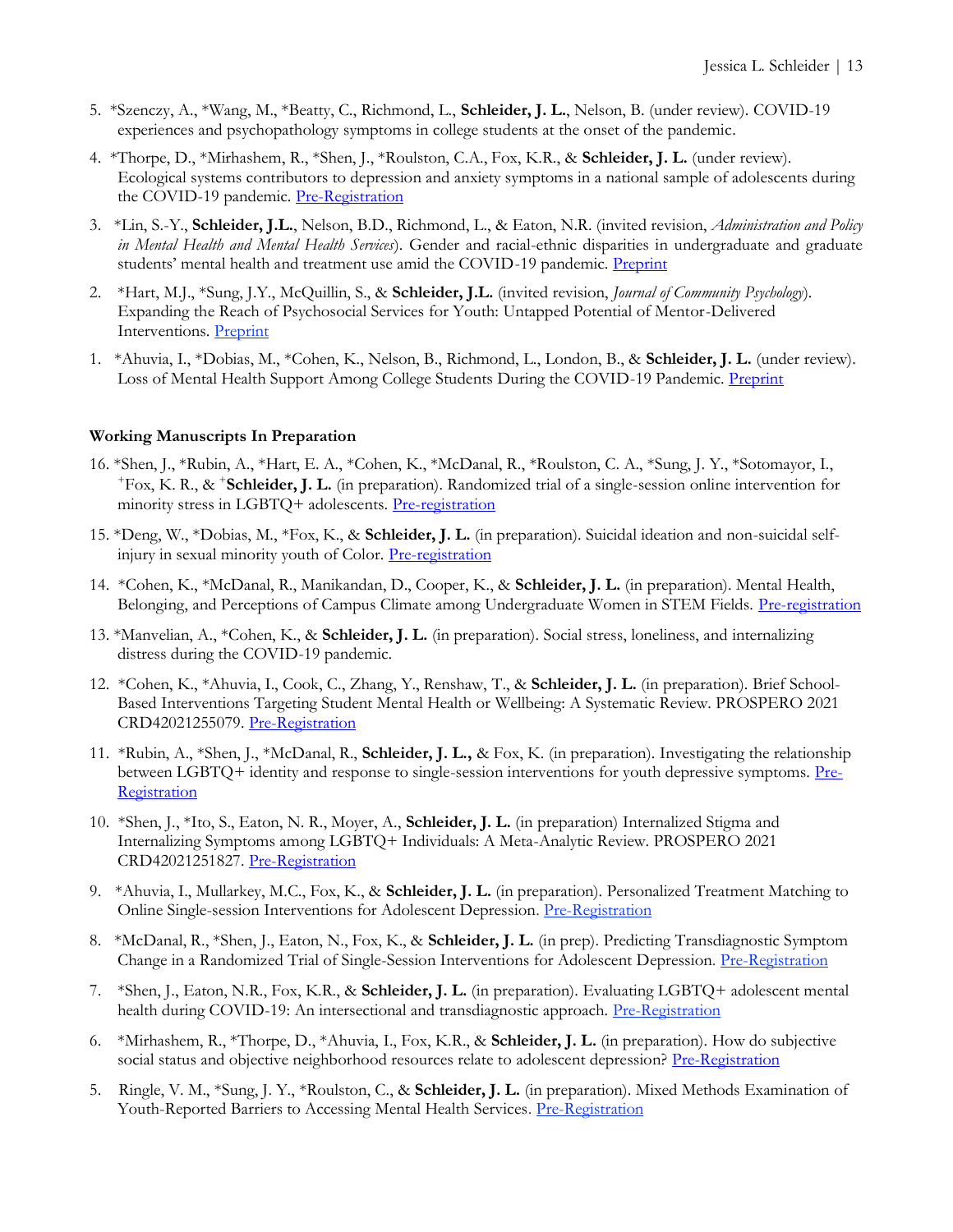5. *Szenczy, A., *Wang, M., *Beatty, C., Richmond, L., **Schleider, J. L.**, Nelson, B. (under review). COVID-19 experiences and psychopathology symptoms in college students at the onset of the pandemic.

4. *Thorpe, D., *Mirhashem, R., *Shen, J., *Roulston, C.A., Fox, K.R., & **Schleider, J. L.** (under review). Ecological systems contributors to depression and anxiety symptoms in a national sample of adolescents during the COVID-19 pandemic. Pre-Registration

3. *Lin, S.-Y., **Schleider, J.L.**, Nelson, B.D., Richmond, L., & Eaton, N.R. (invited revision, *Administration and Policy in Mental Health and Mental Health Services*). Gender and racial-ethnic disparities in undergraduate and graduate students' mental health and treatment use amid the COVID-19 pandemic. Preprint

2. *Hart, M.J., *Sung, J.Y., McQuillin, S., & **Schleider, J.L.** (invited revision, *Journal of Community Psychology*). Expanding the Reach of Psychosocial Services for Youth: Untapped Potential of Mentor-Delivered Interventions. Preprint

1. *Ahuvia, I., *Dobias, M., *Cohen, K., Nelson, B., Richmond, L., London, B., & **Schleider, J. L.** (under review). Loss of Mental Health Support Among College Students During the COVID-19 Pandemic. Preprint

### Working Manuscripts In Preparation

16. *Shen, J., *Rubin, A., *Hart, E. A., *Cohen, K., *McDanal, R., *Roulston, C. A., *Sung, J. Y., *Sotomayor, I., +Fox, K. R., & +**Schleider, J. L.** (in preparation). Randomized trial of a single-session online intervention for minority stress in LGBTQ+ adolescents. Pre-registration

15. *Deng, W., *Dobias, M., *Fox, K., & **Schleider, J. L.** (in preparation). Suicidal ideation and non-suicidal self-injury in sexual minority youth of Color. Pre-registration

14. *Cohen, K., *McDanal, R., Manikandan, D., Cooper, K., & **Schleider, J. L.** (in preparation). Mental Health, Belonging, and Perceptions of Campus Climate among Undergraduate Women in STEM Fields. Pre-registration

13. *Manvelian, A., *Cohen, K., & **Schleider, J. L.** (in preparation). Social stress, loneliness, and internalizing distress during the COVID-19 pandemic.

12. *Cohen, K., *Ahuvia, I., Cook, C., Zhang, Y., Renshaw, T., & **Schleider, J. L.** (in preparation). Brief School-Based Interventions Targeting Student Mental Health or Wellbeing: A Systematic Review. PROSPERO 2021 CRD42021255079. Pre-Registration

11. *Rubin, A., *Shen, J., *McDanal, R., **Schleider, J. L.,** & Fox, K. (in preparation). Investigating the relationship between LGBTQ+ identity and response to single-session interventions for youth depressive symptoms. Pre-Registration

10. *Shen, J., *Ito, S., Eaton, N. R., Moyer, A., **Schleider, J. L.** (in preparation) Internalized Stigma and Internalizing Symptoms among LGBTQ+ Individuals: A Meta-Analytic Review. PROSPERO 2021 CRD42021251827. Pre-Registration

9. *Ahuvia, I., Mullarkey, M.C., Fox, K., & **Schleider, J. L.** (in preparation). Personalized Treatment Matching to Online Single-session Interventions for Adolescent Depression. Pre-Registration

8. *McDanal, R., *Shen, J., Eaton, N., Fox, K., & **Schleider, J. L.** (in prep). Predicting Transdiagnostic Symptom Change in a Randomized Trial of Single-Session Interventions for Adolescent Depression. Pre-Registration

7. *Shen, J., Eaton, N.R., Fox, K.R., & **Schleider, J. L.** (in preparation). Evaluating LGBTQ+ adolescent mental health during COVID-19: An intersectional and transdiagnostic approach. Pre-Registration

6. *Mirhashem, R., *Thorpe, D., *Ahuvia, I., Fox, K.R., & **Schleider, J. L.** (in preparation). How do subjective social status and objective neighborhood resources relate to adolescent depression? Pre-Registration

5. Ringle, V. M., *Sung, J. Y., *Roulston, C., & **Schleider, J. L.** (in preparation). Mixed Methods Examination of Youth-Reported Barriers to Accessing Mental Health Services. Pre-Registration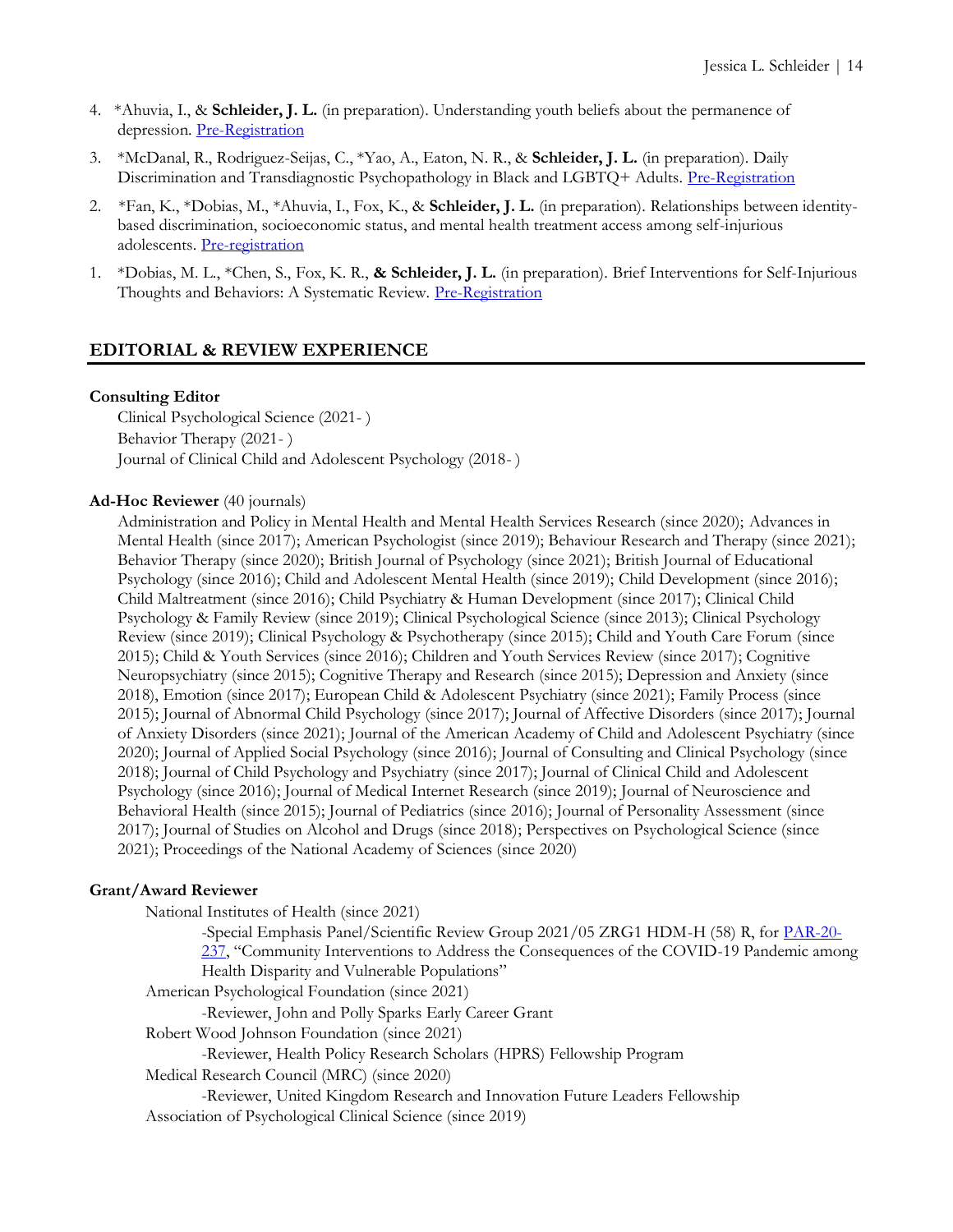4. *Ahuvia, I., & **Schleider, J. L.** (in preparation). Understanding youth beliefs about the permanence of depression. Pre-Registration

3. *McDanal, R., Rodriguez-Seijas, C., *Yao, A., Eaton, N. R., & **Schleider, J. L.** (in preparation). Daily Discrimination and Transdiagnostic Psychopathology in Black and LGBTQ+ Adults. Pre-Registration

2. *Fan, K., *Dobias, M., *Ahuvia, I., Fox, K., & **Schleider, J. L.** (in preparation). Relationships between identity-based discrimination, socioeconomic status, and mental health treatment access among self-injurious adolescents. Pre-registration

1. *Dobias, M. L., *Chen, S., Fox, K. R., **& Schleider, J. L.** (in preparation). Brief Interventions for Self-Injurious Thoughts and Behaviors: A Systematic Review. Pre-Registration

## EDITORIAL & REVIEW EXPERIENCE

**Consulting Editor**

Clinical Psychological Science (2021- )
Behavior Therapy (2021- )
Journal of Clinical Child and Adolescent Psychology (2018- )

**Ad-Hoc Reviewer** (40 journals)

Administration and Policy in Mental Health and Mental Health Services Research (since 2020); Advances in Mental Health (since 2017); American Psychologist (since 2019); Behaviour Research and Therapy (since 2021); Behavior Therapy (since 2020); British Journal of Psychology (since 2021); British Journal of Educational Psychology (since 2016); Child and Adolescent Mental Health (since 2019); Child Development (since 2016); Child Maltreatment (since 2016); Child Psychiatry & Human Development (since 2017); Clinical Child Psychology & Family Review (since 2019); Clinical Psychological Science (since 2013); Clinical Psychology Review (since 2019); Clinical Psychology & Psychotherapy (since 2015); Child and Youth Care Forum (since 2015); Child & Youth Services (since 2016); Children and Youth Services Review (since 2017); Cognitive Neuropsychiatry (since 2015); Cognitive Therapy and Research (since 2015); Depression and Anxiety (since 2018), Emotion (since 2017); European Child & Adolescent Psychiatry (since 2021); Family Process (since 2015); Journal of Abnormal Child Psychology (since 2017); Journal of Affective Disorders (since 2017); Journal of Anxiety Disorders (since 2021); Journal of the American Academy of Child and Adolescent Psychiatry (since 2020); Journal of Applied Social Psychology (since 2016); Journal of Consulting and Clinical Psychology (since 2018); Journal of Child Psychology and Psychiatry (since 2017); Journal of Clinical Child and Adolescent Psychology (since 2016); Journal of Medical Internet Research (since 2019); Journal of Neuroscience and Behavioral Health (since 2015); Journal of Pediatrics (since 2016); Journal of Personality Assessment (since 2017); Journal of Studies on Alcohol and Drugs (since 2018); Perspectives on Psychological Science (since 2021); Proceedings of the National Academy of Sciences (since 2020)

**Grant/Award Reviewer**

National Institutes of Health (since 2021)
- Special Emphasis Panel/Scientific Review Group 2021/05 ZRG1 HDM-H (58) R, for PAR-20-237, "Community Interventions to Address the Consequences of the COVID-19 Pandemic among Health Disparity and Vulnerable Populations"

American Psychological Foundation (since 2021)
- Reviewer, John and Polly Sparks Early Career Grant

Robert Wood Johnson Foundation (since 2021)
- Reviewer, Health Policy Research Scholars (HPRS) Fellowship Program

Medical Research Council (MRC) (since 2020)
- Reviewer, United Kingdom Research and Innovation Future Leaders Fellowship

Association of Psychological Clinical Science (since 2019)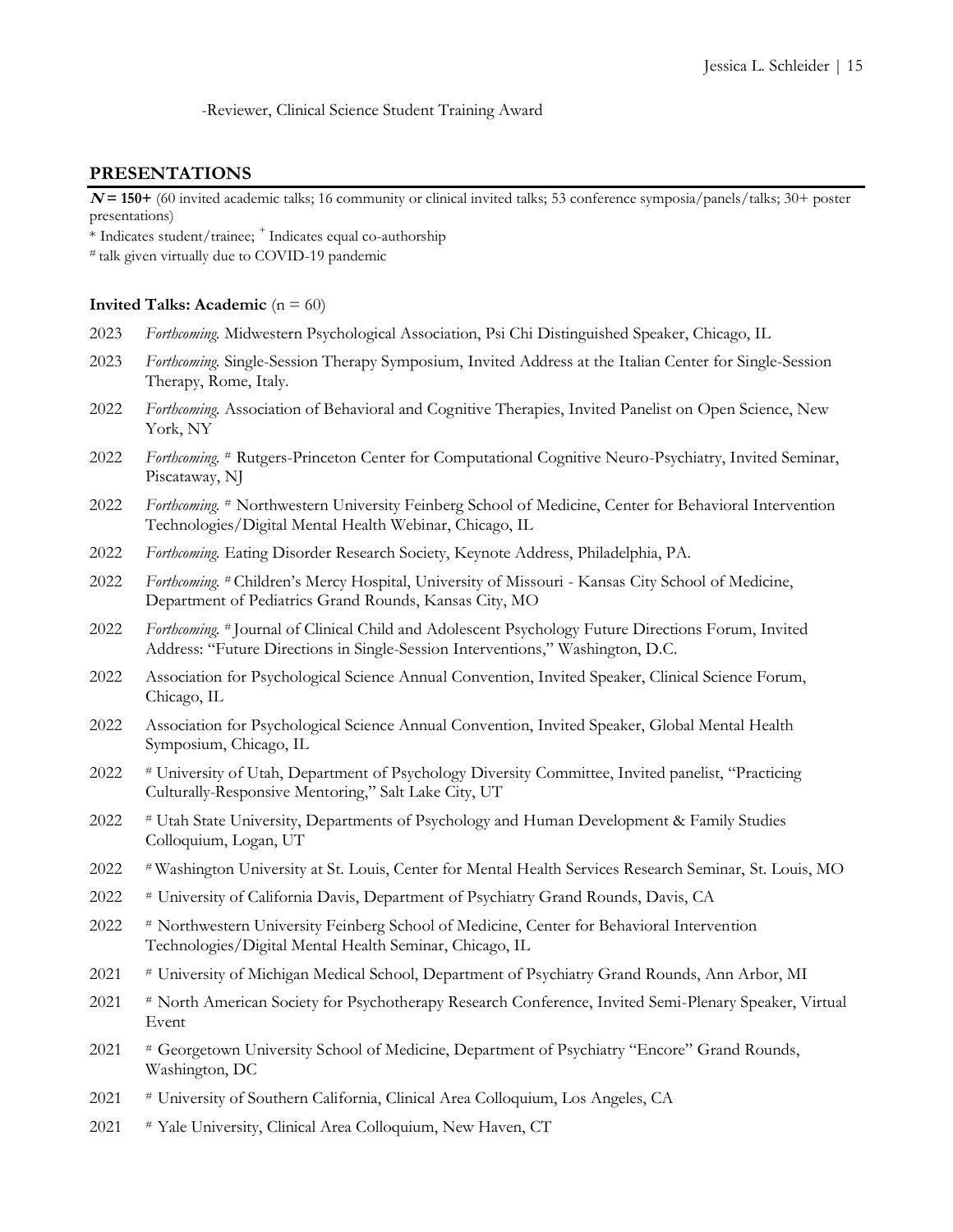-Reviewer, Clinical Science Student Training Award

## PRESENTATIONS

***N* = 150+** (60 invited academic talks; 16 community or clinical invited talks; 53 conference symposia/panels/talks; 30+ poster presentations)

* Indicates student/trainee; + Indicates equal co-authorship

# talk given virtually due to COVID-19 pandemic

### Invited Talks: Academic (n = 60)

2023 *Forthcoming.* Midwestern Psychological Association, Psi Chi Distinguished Speaker, Chicago, IL

2023 *Forthcoming.* Single-Session Therapy Symposium, Invited Address at the Italian Center for Single-Session Therapy, Rome, Italy.

2022 *Forthcoming.* Association of Behavioral and Cognitive Therapies, Invited Panelist on Open Science, New York, NY

2022 *Forthcoming.* # Rutgers-Princeton Center for Computational Cognitive Neuro-Psychiatry, Invited Seminar, Piscataway, NJ

2022 *Forthcoming.* # Northwestern University Feinberg School of Medicine, Center for Behavioral Intervention Technologies/Digital Mental Health Webinar, Chicago, IL

2022 *Forthcoming.* Eating Disorder Research Society, Keynote Address, Philadelphia, PA.

2022 *Forthcoming.* # Children's Mercy Hospital, University of Missouri - Kansas City School of Medicine, Department of Pediatrics Grand Rounds, Kansas City, MO

2022 *Forthcoming.* # Journal of Clinical Child and Adolescent Psychology Future Directions Forum, Invited Address: "Future Directions in Single-Session Interventions," Washington, D.C.

2022 Association for Psychological Science Annual Convention, Invited Speaker, Clinical Science Forum, Chicago, IL

2022 Association for Psychological Science Annual Convention, Invited Speaker, Global Mental Health Symposium, Chicago, IL

2022 # University of Utah, Department of Psychology Diversity Committee, Invited panelist, "Practicing Culturally-Responsive Mentoring," Salt Lake City, UT

2022 # Utah State University, Departments of Psychology and Human Development & Family Studies Colloquium, Logan, UT

2022 # Washington University at St. Louis, Center for Mental Health Services Research Seminar, St. Louis, MO

2022 # University of California Davis, Department of Psychiatry Grand Rounds, Davis, CA

2022 # Northwestern University Feinberg School of Medicine, Center for Behavioral Intervention Technologies/Digital Mental Health Seminar, Chicago, IL

2021 # University of Michigan Medical School, Department of Psychiatry Grand Rounds, Ann Arbor, MI

2021 # North American Society for Psychotherapy Research Conference, Invited Semi-Plenary Speaker, Virtual Event

2021 # Georgetown University School of Medicine, Department of Psychiatry "Encore" Grand Rounds, Washington, DC

2021 # University of Southern California, Clinical Area Colloquium, Los Angeles, CA

2021 # Yale University, Clinical Area Colloquium, New Haven, CT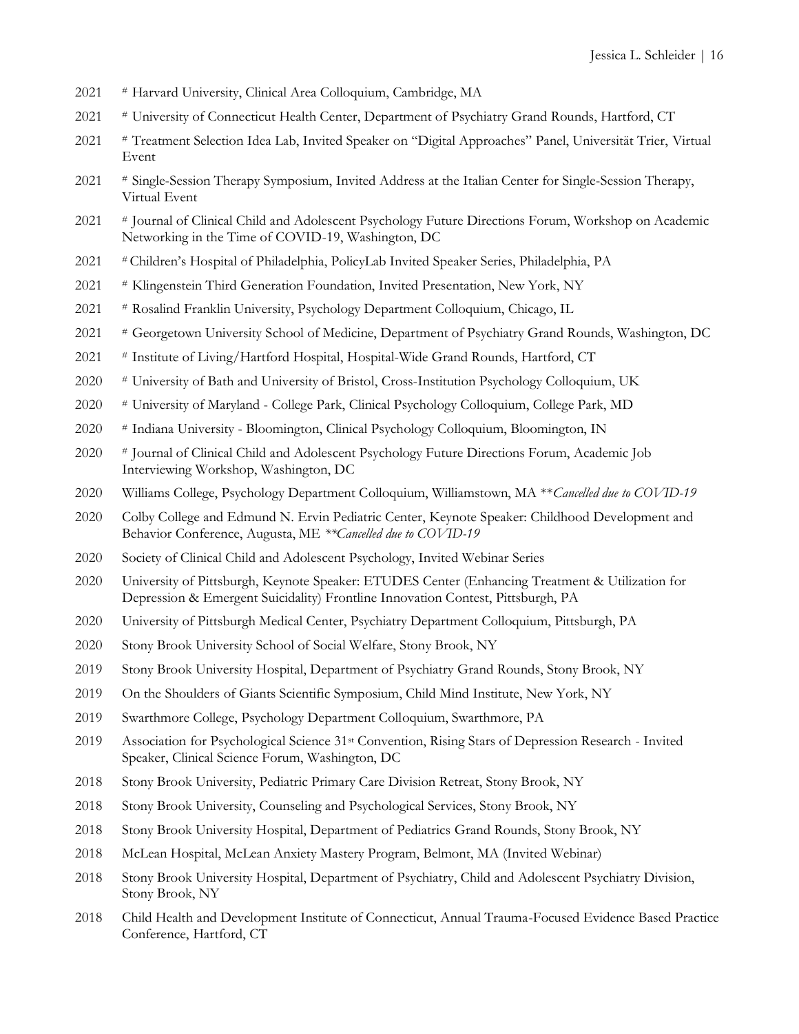2021 # Harvard University, Clinical Area Colloquium, Cambridge, MA

2021 # University of Connecticut Health Center, Department of Psychiatry Grand Rounds, Hartford, CT

2021 # Treatment Selection Idea Lab, Invited Speaker on "Digital Approaches" Panel, Universität Trier, Virtual Event

2021 # Single-Session Therapy Symposium, Invited Address at the Italian Center for Single-Session Therapy, Virtual Event

2021 # Journal of Clinical Child and Adolescent Psychology Future Directions Forum, Workshop on Academic Networking in the Time of COVID-19, Washington, DC

2021 # Children's Hospital of Philadelphia, PolicyLab Invited Speaker Series, Philadelphia, PA

2021 # Klingenstein Third Generation Foundation, Invited Presentation, New York, NY

2021 # Rosalind Franklin University, Psychology Department Colloquium, Chicago, IL

2021 # Georgetown University School of Medicine, Department of Psychiatry Grand Rounds, Washington, DC

2021 # Institute of Living/Hartford Hospital, Hospital-Wide Grand Rounds, Hartford, CT

2020 # University of Bath and University of Bristol, Cross-Institution Psychology Colloquium, UK

2020 # University of Maryland - College Park, Clinical Psychology Colloquium, College Park, MD

2020 # Indiana University - Bloomington, Clinical Psychology Colloquium, Bloomington, IN

2020 # Journal of Clinical Child and Adolescent Psychology Future Directions Forum, Academic Job Interviewing Workshop, Washington, DC

2020 Williams College, Psychology Department Colloquium, Williamstown, MA ***Cancelled due to COVID-19*

2020 Colby College and Edmund N. Ervin Pediatric Center, Keynote Speaker: Childhood Development and Behavior Conference, Augusta, ME ***Cancelled due to COVID-19*

2020 Society of Clinical Child and Adolescent Psychology, Invited Webinar Series

2020 University of Pittsburgh, Keynote Speaker: ETUDES Center (Enhancing Treatment & Utilization for Depression & Emergent Suicidality) Frontline Innovation Contest, Pittsburgh, PA

2020 University of Pittsburgh Medical Center, Psychiatry Department Colloquium, Pittsburgh, PA

2020 Stony Brook University School of Social Welfare, Stony Brook, NY

2019 Stony Brook University Hospital, Department of Psychiatry Grand Rounds, Stony Brook, NY

2019 On the Shoulders of Giants Scientific Symposium, Child Mind Institute, New York, NY

2019 Swarthmore College, Psychology Department Colloquium, Swarthmore, PA

2019 Association for Psychological Science 31st Convention, Rising Stars of Depression Research - Invited Speaker, Clinical Science Forum, Washington, DC

2018 Stony Brook University, Pediatric Primary Care Division Retreat, Stony Brook, NY

2018 Stony Brook University, Counseling and Psychological Services, Stony Brook, NY

2018 Stony Brook University Hospital, Department of Pediatrics Grand Rounds, Stony Brook, NY

2018 McLean Hospital, McLean Anxiety Mastery Program, Belmont, MA (Invited Webinar)

2018 Stony Brook University Hospital, Department of Psychiatry, Child and Adolescent Psychiatry Division, Stony Brook, NY

2018 Child Health and Development Institute of Connecticut, Annual Trauma-Focused Evidence Based Practice Conference, Hartford, CT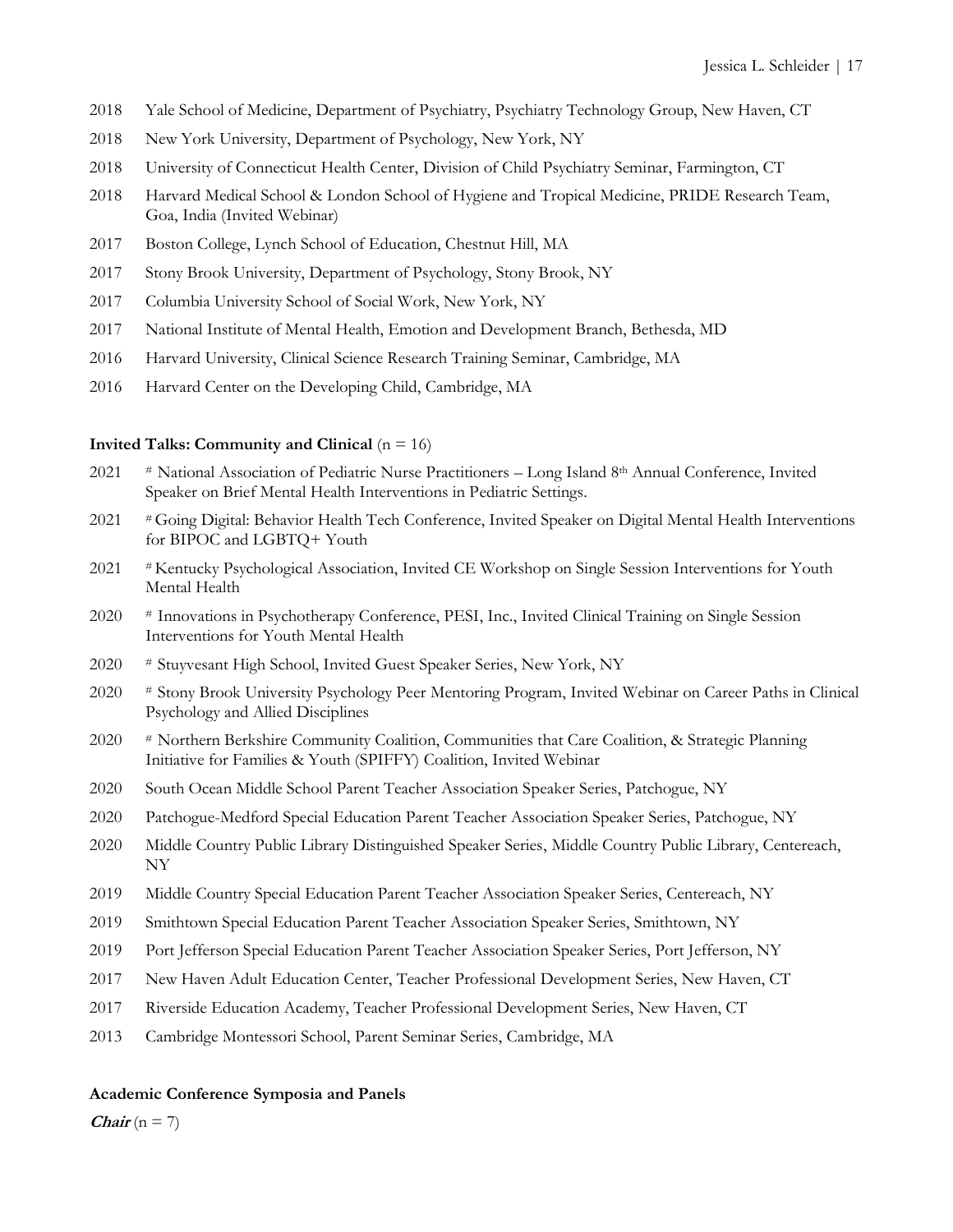2018 Yale School of Medicine, Department of Psychiatry, Psychiatry Technology Group, New Haven, CT

2018 New York University, Department of Psychology, New York, NY

2018 University of Connecticut Health Center, Division of Child Psychiatry Seminar, Farmington, CT

2018 Harvard Medical School & London School of Hygiene and Tropical Medicine, PRIDE Research Team, Goa, India (Invited Webinar)

2017 Boston College, Lynch School of Education, Chestnut Hill, MA

2017 Stony Brook University, Department of Psychology, Stony Brook, NY

2017 Columbia University School of Social Work, New York, NY

2017 National Institute of Mental Health, Emotion and Development Branch, Bethesda, MD

2016 Harvard University, Clinical Science Research Training Seminar, Cambridge, MA

2016 Harvard Center on the Developing Child, Cambridge, MA

### Invited Talks: Community and Clinical (n = 16)

2021 # National Association of Pediatric Nurse Practitioners – Long Island 8th Annual Conference, Invited Speaker on Brief Mental Health Interventions in Pediatric Settings.

2021 # Going Digital: Behavior Health Tech Conference, Invited Speaker on Digital Mental Health Interventions for BIPOC and LGBTQ+ Youth

2021 # Kentucky Psychological Association, Invited CE Workshop on Single Session Interventions for Youth Mental Health

2020 # Innovations in Psychotherapy Conference, PESI, Inc., Invited Clinical Training on Single Session Interventions for Youth Mental Health

2020 # Stuyvesant High School, Invited Guest Speaker Series, New York, NY

2020 # Stony Brook University Psychology Peer Mentoring Program, Invited Webinar on Career Paths in Clinical Psychology and Allied Disciplines

2020 # Northern Berkshire Community Coalition, Communities that Care Coalition, & Strategic Planning Initiative for Families & Youth (SPIFFY) Coalition, Invited Webinar

2020 South Ocean Middle School Parent Teacher Association Speaker Series, Patchogue, NY

2020 Patchogue-Medford Special Education Parent Teacher Association Speaker Series, Patchogue, NY

2020 Middle Country Public Library Distinguished Speaker Series, Middle Country Public Library, Centereach, NY

2019 Middle Country Special Education Parent Teacher Association Speaker Series, Centereach, NY

2019 Smithtown Special Education Parent Teacher Association Speaker Series, Smithtown, NY

2019 Port Jefferson Special Education Parent Teacher Association Speaker Series, Port Jefferson, NY

2017 New Haven Adult Education Center, Teacher Professional Development Series, New Haven, CT

2017 Riverside Education Academy, Teacher Professional Development Series, New Haven, CT

2013 Cambridge Montessori School, Parent Seminar Series, Cambridge, MA

### Academic Conference Symposia and Panels

***Chair*** (n = 7)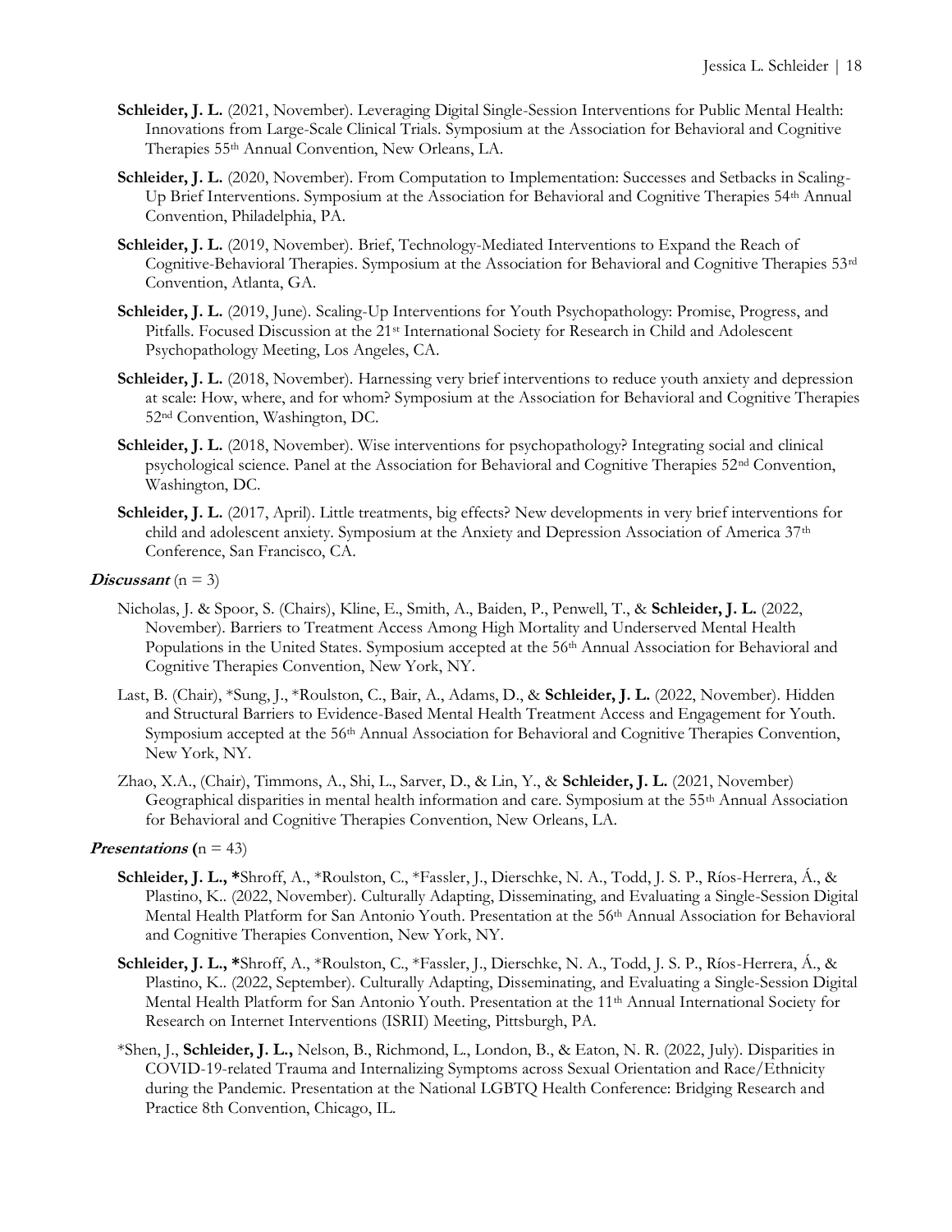**Schleider, J. L.** (2021, November). Leveraging Digital Single-Session Interventions for Public Mental Health: Innovations from Large-Scale Clinical Trials. Symposium at the Association for Behavioral and Cognitive Therapies 55th Annual Convention, New Orleans, LA.

**Schleider, J. L.** (2020, November). From Computation to Implementation: Successes and Setbacks in Scaling-Up Brief Interventions. Symposium at the Association for Behavioral and Cognitive Therapies 54th Annual Convention, Philadelphia, PA.

**Schleider, J. L.** (2019, November). Brief, Technology-Mediated Interventions to Expand the Reach of Cognitive-Behavioral Therapies. Symposium at the Association for Behavioral and Cognitive Therapies 53rd Convention, Atlanta, GA.

**Schleider, J. L.** (2019, June). Scaling-Up Interventions for Youth Psychopathology: Promise, Progress, and Pitfalls. Focused Discussion at the 21st International Society for Research in Child and Adolescent Psychopathology Meeting, Los Angeles, CA.

**Schleider, J. L.** (2018, November). Harnessing very brief interventions to reduce youth anxiety and depression at scale: How, where, and for whom? Symposium at the Association for Behavioral and Cognitive Therapies 52nd Convention, Washington, DC.

**Schleider, J. L.** (2018, November). Wise interventions for psychopathology? Integrating social and clinical psychological science. Panel at the Association for Behavioral and Cognitive Therapies 52nd Convention, Washington, DC.

**Schleider, J. L.** (2017, April). Little treatments, big effects? New developments in very brief interventions for child and adolescent anxiety. Symposium at the Anxiety and Depression Association of America 37th Conference, San Francisco, CA.

***Discussant*** (n = 3)

Nicholas, J. & Spoor, S. (Chairs), Kline, E., Smith, A., Baiden, P., Penwell, T., & **Schleider, J. L.** (2022, November). Barriers to Treatment Access Among High Mortality and Underserved Mental Health Populations in the United States. Symposium accepted at the 56th Annual Association for Behavioral and Cognitive Therapies Convention, New York, NY.

Last, B. (Chair), *Sung, J., *Roulston, C., Bair, A., Adams, D., & **Schleider, J. L.** (2022, November). Hidden and Structural Barriers to Evidence-Based Mental Health Treatment Access and Engagement for Youth. Symposium accepted at the 56th Annual Association for Behavioral and Cognitive Therapies Convention, New York, NY.

Zhao, X.A., (Chair), Timmons, A., Shi, L., Sarver, D., & Lin, Y., & **Schleider, J. L.** (2021, November) Geographical disparities in mental health information and care. Symposium at the 55th Annual Association for Behavioral and Cognitive Therapies Convention, New Orleans, LA.

***Presentations*** (n = 43)

**Schleider, J. L., ***Shroff, A., *Roulston, C., *Fassler, J., Dierschke, N. A., Todd, J. S. P., Ríos-Herrera, Á., & Plastino, K.. (2022, November). Culturally Adapting, Disseminating, and Evaluating a Single-Session Digital Mental Health Platform for San Antonio Youth. Presentation at the 56th Annual Association for Behavioral and Cognitive Therapies Convention, New York, NY.

**Schleider, J. L., ***Shroff, A., *Roulston, C., *Fassler, J., Dierschke, N. A., Todd, J. S. P., Ríos-Herrera, Á., & Plastino, K.. (2022, September). Culturally Adapting, Disseminating, and Evaluating a Single-Session Digital Mental Health Platform for San Antonio Youth. Presentation at the 11th Annual International Society for Research on Internet Interventions (ISRII) Meeting, Pittsburgh, PA.

*Shen, J., **Schleider, J. L.,** Nelson, B., Richmond, L., London, B., & Eaton, N. R. (2022, July). Disparities in COVID-19-related Trauma and Internalizing Symptoms across Sexual Orientation and Race/Ethnicity during the Pandemic. Presentation at the National LGBTQ Health Conference: Bridging Research and Practice 8th Convention, Chicago, IL.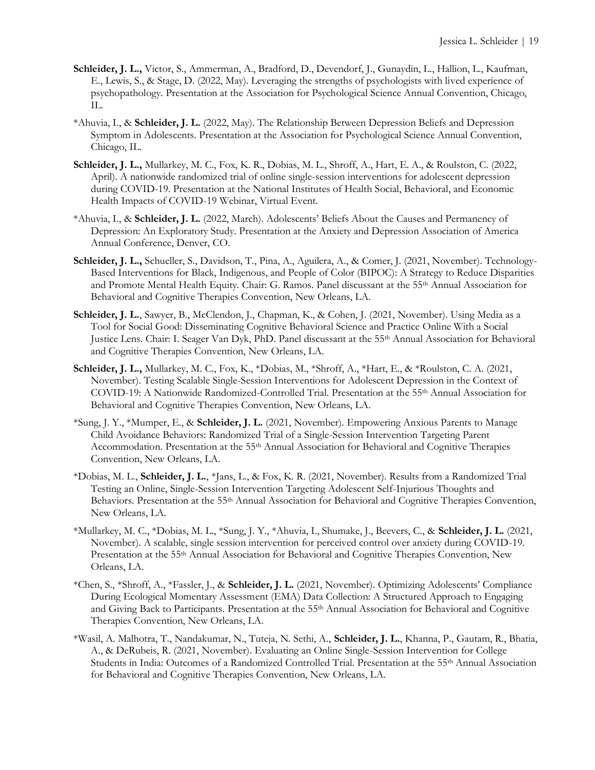**Schleider, J. L.,** Victor, S., Ammerman, A., Bradford, D., Devendorf, J., Gunaydin, L., Hallion, L., Kaufman, E., Lewis, S., & Stage, D. (2022, May). Leveraging the strengths of psychologists with lived experience of psychopathology. Presentation at the Association for Psychological Science Annual Convention, Chicago, IL.

*Ahuvia, I., & **Schleider, J. L.** (2022, May). The Relationship Between Depression Beliefs and Depression Symptom in Adolescents. Presentation at the Association for Psychological Science Annual Convention, Chicago, IL.

**Schleider, J. L.,** Mullarkey, M. C., Fox, K. R., Dobias, M. L., Shroff, A., Hart, E. A., & Roulston, C. (2022, April). A nationwide randomized trial of online single-session interventions for adolescent depression during COVID-19. Presentation at the National Institutes of Health Social, Behavioral, and Economic Health Impacts of COVID-19 Webinar, Virtual Event.

*Ahuvia, I., & **Schleider, J. L.** (2022, March). Adolescents' Beliefs About the Causes and Permanency of Depression: An Exploratory Study. Presentation at the Anxiety and Depression Association of America Annual Conference, Denver, CO.

**Schleider, J. L.,** Schueller, S., Davidson, T., Pina, A., Aguilera, A., & Comer, J. (2021, November). Technology-Based Interventions for Black, Indigenous, and People of Color (BIPOC): A Strategy to Reduce Disparities and Promote Mental Health Equity. Chair: G. Ramos. Panel discussant at the 55th Annual Association for Behavioral and Cognitive Therapies Convention, New Orleans, LA.

**Schleider, J. L.**, Sawyer, B., McClendon, J., Chapman, K., & Cohen, J. (2021, November). Using Media as a Tool for Social Good: Disseminating Cognitive Behavioral Science and Practice Online With a Social Justice Lens. Chair: I. Seager Van Dyk, PhD. Panel discussant at the 55th Annual Association for Behavioral and Cognitive Therapies Convention, New Orleans, LA.

**Schleider, J. L.,** Mullarkey, M. C., Fox, K., *Dobias, M., *Shroff, A., *Hart, E., & *Roulston, C. A. (2021, November). Testing Scalable Single-Session Interventions for Adolescent Depression in the Context of COVID-19: A Nationwide Randomized-Controlled Trial. Presentation at the 55th Annual Association for Behavioral and Cognitive Therapies Convention, New Orleans, LA.

*Sung, J. Y., *Mumper, E., & **Schleider, J. L.** (2021, November). Empowering Anxious Parents to Manage Child Avoidance Behaviors: Randomized Trial of a Single-Session Intervention Targeting Parent Accommodation. Presentation at the 55th Annual Association for Behavioral and Cognitive Therapies Convention, New Orleans, LA.

*Dobias, M. L., **Schleider, J. L.**, *Jans, L., & Fox, K. R. (2021, November). Results from a Randomized Trial Testing an Online, Single-Session Intervention Targeting Adolescent Self-Injurious Thoughts and Behaviors. Presentation at the 55th Annual Association for Behavioral and Cognitive Therapies Convention, New Orleans, LA.

*Mullarkey, M. C., *Dobias, M. L., *Sung, J. Y., *Ahuvia, I., Shumake, J., Beevers, C., & **Schleider, J. L.** (2021, November). A scalable, single session intervention for perceived control over anxiety during COVID-19. Presentation at the 55th Annual Association for Behavioral and Cognitive Therapies Convention, New Orleans, LA.

*Chen, S., *Shroff, A., *Fassler, J., & **Schleider, J. L.** (2021, November). Optimizing Adolescents' Compliance During Ecological Momentary Assessment (EMA) Data Collection: A Structured Approach to Engaging and Giving Back to Participants. Presentation at the 55th Annual Association for Behavioral and Cognitive Therapies Convention, New Orleans, LA.

*Wasil, A. Malhotra, T., Nandakumar, N., Tuteja, N. Sethi, A., **Schleider, J. L.**, Khanna, P., Gautam, R., Bhatia, A., & DeRubeis, R. (2021, November). Evaluating an Online Single-Session Intervention for College Students in India: Outcomes of a Randomized Controlled Trial. Presentation at the 55th Annual Association for Behavioral and Cognitive Therapies Convention, New Orleans, LA.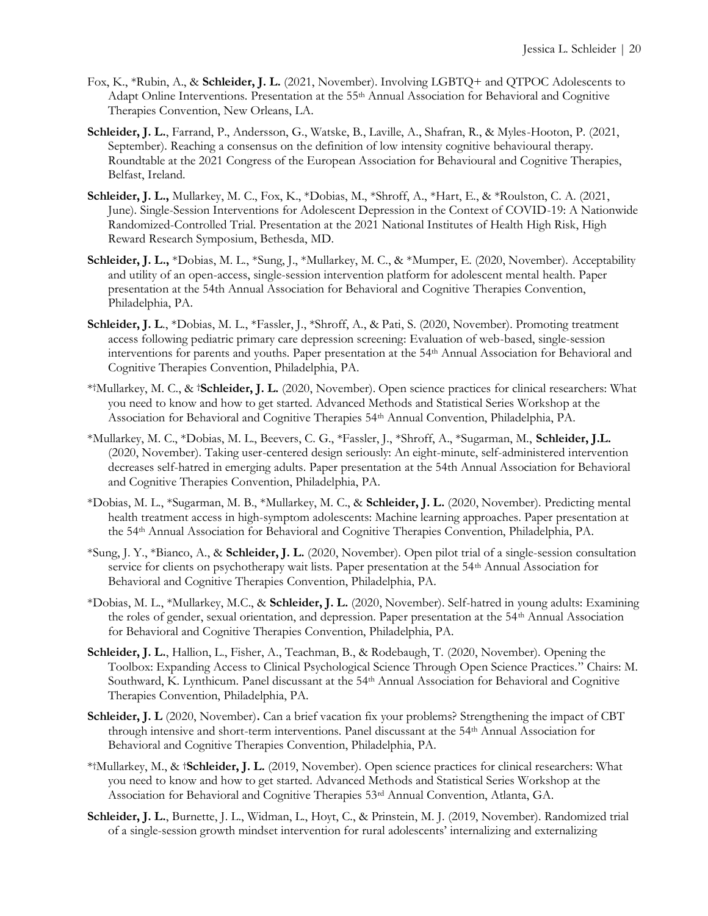Fox, K., *Rubin, A., & **Schleider, J. L.** (2021, November). Involving LGBTQ+ and QTPOC Adolescents to Adapt Online Interventions. Presentation at the 55th Annual Association for Behavioral and Cognitive Therapies Convention, New Orleans, LA.

**Schleider, J. L.**, Farrand, P., Andersson, G., Watske, B., Laville, A., Shafran, R., & Myles-Hooton, P. (2021, September). Reaching a consensus on the definition of low intensity cognitive behavioural therapy. Roundtable at the 2021 Congress of the European Association for Behavioural and Cognitive Therapies, Belfast, Ireland.

**Schleider, J. L.,** Mullarkey, M. C., Fox, K., *Dobias, M., *Shroff, A., *Hart, E., & *Roulston, C. A. (2021, June). Single-Session Interventions for Adolescent Depression in the Context of COVID-19: A Nationwide Randomized-Controlled Trial. Presentation at the 2021 National Institutes of Health High Risk, High Reward Research Symposium, Bethesda, MD.

**Schleider, J. L.,** *Dobias, M. L., *Sung, J., *Mullarkey, M. C., & *Mumper, E. (2020, November). Acceptability and utility of an open-access, single-session intervention platform for adolescent mental health. Paper presentation at the 54th Annual Association for Behavioral and Cognitive Therapies Convention, Philadelphia, PA.

**Schleider, J. L**., *Dobias, M. L., *Fassler, J., *Shroff, A., & Pati, S. (2020, November). Promoting treatment access following pediatric primary care depression screening: Evaluation of web-based, single-session interventions for parents and youths. Paper presentation at the 54th Annual Association for Behavioral and Cognitive Therapies Convention, Philadelphia, PA.

*†Mullarkey, M. C., & †**Schleider, J. L.** (2020, November). Open science practices for clinical researchers: What you need to know and how to get started. Advanced Methods and Statistical Series Workshop at the Association for Behavioral and Cognitive Therapies 54th Annual Convention, Philadelphia, PA.

*Mullarkey, M. C., *Dobias, M. L., Beevers, C. G., *Fassler, J., *Shroff, A., *Sugarman, M., **Schleider, J.L.** (2020, November). Taking user-centered design seriously: An eight-minute, self-administered intervention decreases self-hatred in emerging adults. Paper presentation at the 54th Annual Association for Behavioral and Cognitive Therapies Convention, Philadelphia, PA.

*Dobias, M. L., *Sugarman, M. B., *Mullarkey, M. C., & **Schleider, J. L.** (2020, November). Predicting mental health treatment access in high-symptom adolescents: Machine learning approaches. Paper presentation at the 54th Annual Association for Behavioral and Cognitive Therapies Convention, Philadelphia, PA.

*Sung, J. Y., *Bianco, A., & **Schleider, J. L.** (2020, November). Open pilot trial of a single-session consultation service for clients on psychotherapy wait lists. Paper presentation at the 54th Annual Association for Behavioral and Cognitive Therapies Convention, Philadelphia, PA.

*Dobias, M. L., *Mullarkey, M.C., & **Schleider, J. L.** (2020, November). Self-hatred in young adults: Examining the roles of gender, sexual orientation, and depression. Paper presentation at the 54th Annual Association for Behavioral and Cognitive Therapies Convention, Philadelphia, PA.

**Schleider, J. L.**, Hallion, L., Fisher, A., Teachman, B., & Rodebaugh, T. (2020, November). Opening the Toolbox: Expanding Access to Clinical Psychological Science Through Open Science Practices." Chairs: M. Southward, K. Lynthicum. Panel discussant at the 54th Annual Association for Behavioral and Cognitive Therapies Convention, Philadelphia, PA.

**Schleider, J. L** (2020, November)**.** Can a brief vacation fix your problems? Strengthening the impact of CBT through intensive and short-term interventions. Panel discussant at the 54th Annual Association for Behavioral and Cognitive Therapies Convention, Philadelphia, PA.

*†Mullarkey, M., & †**Schleider, J. L.** (2019, November). Open science practices for clinical researchers: What you need to know and how to get started. Advanced Methods and Statistical Series Workshop at the Association for Behavioral and Cognitive Therapies 53rd Annual Convention, Atlanta, GA.

**Schleider, J. L.**, Burnette, J. L., Widman, L., Hoyt, C., & Prinstein, M. J. (2019, November). Randomized trial of a single-session growth mindset intervention for rural adolescents' internalizing and externalizing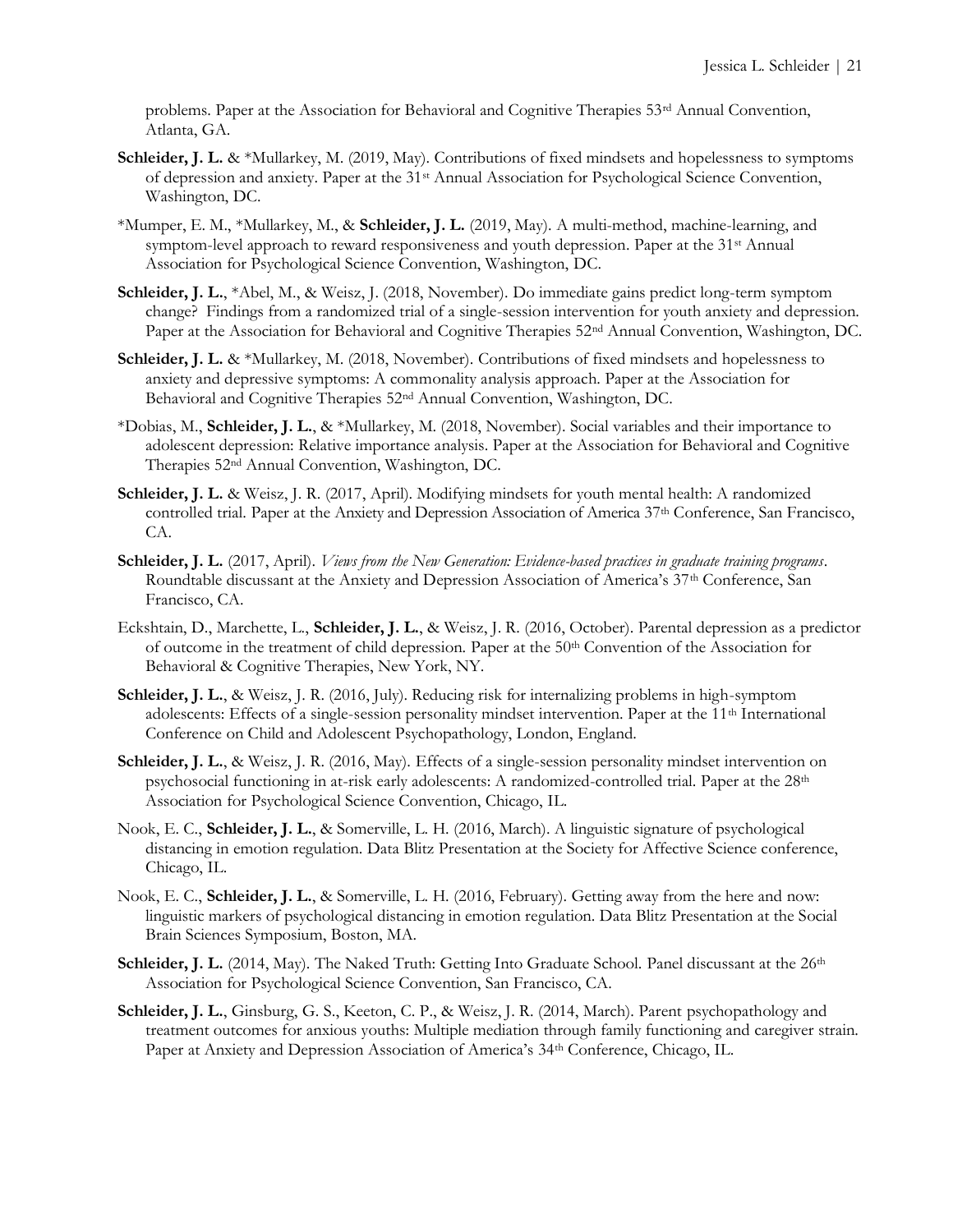problems. Paper at the Association for Behavioral and Cognitive Therapies 53rd Annual Convention, Atlanta, GA.

**Schleider, J. L.** & *Mullarkey, M. (2019, May). Contributions of fixed mindsets and hopelessness to symptoms of depression and anxiety. Paper at the 31st Annual Association for Psychological Science Convention, Washington, DC.

*Mumper, E. M., *Mullarkey, M., & **Schleider, J. L.** (2019, May). A multi-method, machine-learning, and symptom-level approach to reward responsiveness and youth depression. Paper at the 31st Annual Association for Psychological Science Convention, Washington, DC.

**Schleider, J. L.**, *Abel, M., & Weisz, J. (2018, November). Do immediate gains predict long-term symptom change? Findings from a randomized trial of a single-session intervention for youth anxiety and depression. Paper at the Association for Behavioral and Cognitive Therapies 52nd Annual Convention, Washington, DC.

**Schleider, J. L.** & *Mullarkey, M. (2018, November). Contributions of fixed mindsets and hopelessness to anxiety and depressive symptoms: A commonality analysis approach. Paper at the Association for Behavioral and Cognitive Therapies 52nd Annual Convention, Washington, DC.

*Dobias, M., **Schleider, J. L.**, & *Mullarkey, M. (2018, November). Social variables and their importance to adolescent depression: Relative importance analysis. Paper at the Association for Behavioral and Cognitive Therapies 52nd Annual Convention, Washington, DC.

**Schleider, J. L.** & Weisz, J. R. (2017, April). Modifying mindsets for youth mental health: A randomized controlled trial. Paper at the Anxiety and Depression Association of America 37th Conference, San Francisco, CA.

**Schleider, J. L.** (2017, April). *Views from the New Generation: Evidence-based practices in graduate training programs*. Roundtable discussant at the Anxiety and Depression Association of America's 37th Conference, San Francisco, CA.

Eckshtain, D., Marchette, L., **Schleider, J. L.**, & Weisz, J. R. (2016, October). Parental depression as a predictor of outcome in the treatment of child depression. Paper at the 50th Convention of the Association for Behavioral & Cognitive Therapies, New York, NY.

**Schleider, J. L.**, & Weisz, J. R. (2016, July). Reducing risk for internalizing problems in high-symptom adolescents: Effects of a single-session personality mindset intervention. Paper at the 11th International Conference on Child and Adolescent Psychopathology, London, England.

**Schleider, J. L.**, & Weisz, J. R. (2016, May). Effects of a single-session personality mindset intervention on psychosocial functioning in at-risk early adolescents: A randomized-controlled trial. Paper at the 28th Association for Psychological Science Convention, Chicago, IL.

Nook, E. C., **Schleider, J. L.**, & Somerville, L. H. (2016, March). A linguistic signature of psychological distancing in emotion regulation. Data Blitz Presentation at the Society for Affective Science conference, Chicago, IL.

Nook, E. C., **Schleider, J. L.**, & Somerville, L. H. (2016, February). Getting away from the here and now: linguistic markers of psychological distancing in emotion regulation. Data Blitz Presentation at the Social Brain Sciences Symposium, Boston, MA.

**Schleider, J. L.** (2014, May). The Naked Truth: Getting Into Graduate School. Panel discussant at the 26th Association for Psychological Science Convention, San Francisco, CA.

**Schleider, J. L.**, Ginsburg, G. S., Keeton, C. P., & Weisz, J. R. (2014, March). Parent psychopathology and treatment outcomes for anxious youths: Multiple mediation through family functioning and caregiver strain. Paper at Anxiety and Depression Association of America's 34th Conference, Chicago, IL.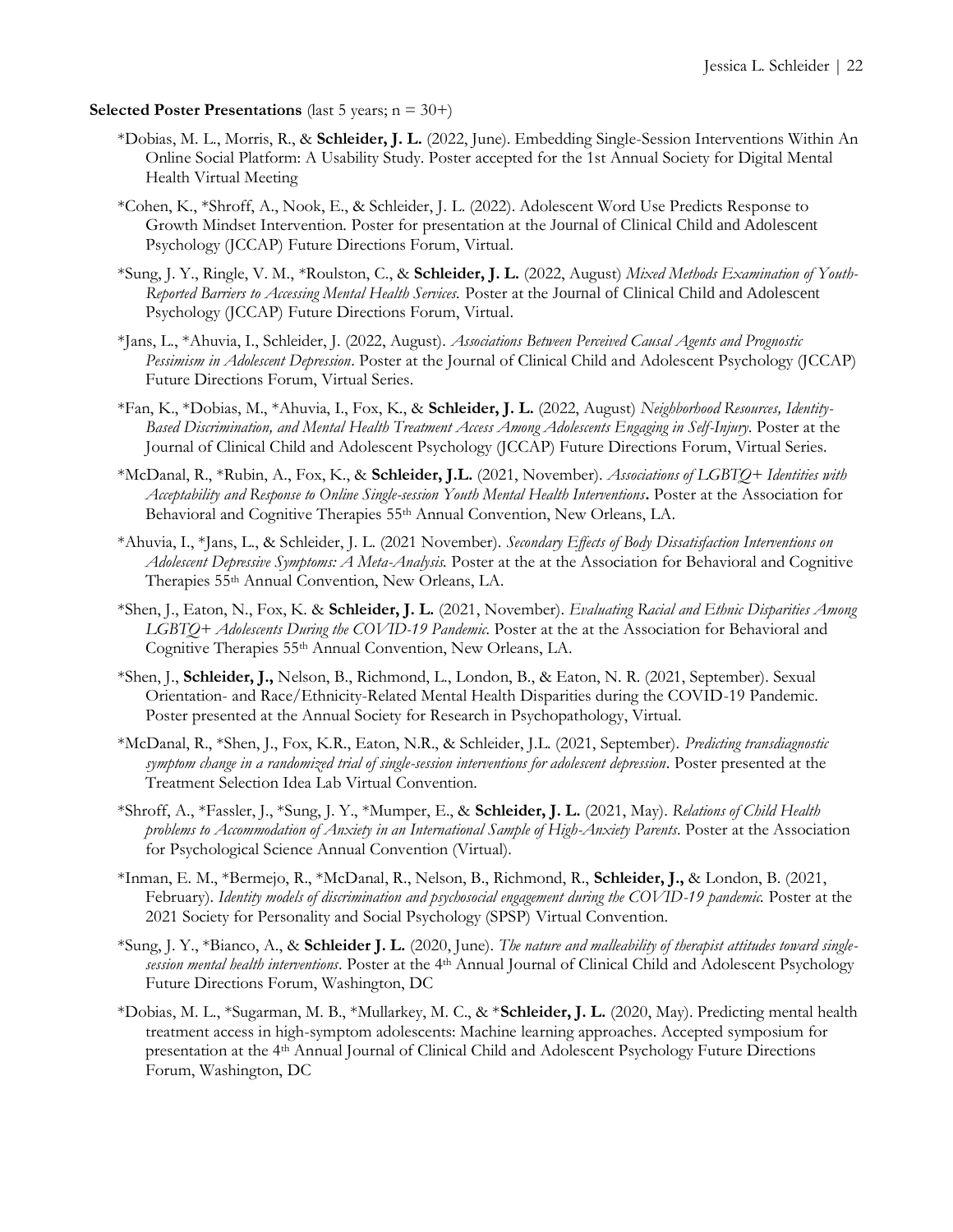**Selected Poster Presentations** (last 5 years; n = 30+)

*Dobias, M. L., Morris, R., & **Schleider, J. L.** (2022, June). Embedding Single-Session Interventions Within An Online Social Platform: A Usability Study. Poster accepted for the 1st Annual Society for Digital Mental Health Virtual Meeting

*Cohen, K., *Shroff, A., Nook, E., & Schleider, J. L. (2022). Adolescent Word Use Predicts Response to Growth Mindset Intervention. Poster for presentation at the Journal of Clinical Child and Adolescent Psychology (JCCAP) Future Directions Forum, Virtual.

*Sung, J. Y., Ringle, V. M., *Roulston, C., & **Schleider, J. L.** (2022, August) *Mixed Methods Examination of Youth-Reported Barriers to Accessing Mental Health Services.* Poster at the Journal of Clinical Child and Adolescent Psychology (JCCAP) Future Directions Forum, Virtual.

*Jans, L., *Ahuvia, I., Schleider, J. (2022, August). *Associations Between Perceived Causal Agents and Prognostic Pessimism in Adolescent Depression*. Poster at the Journal of Clinical Child and Adolescent Psychology (JCCAP) Future Directions Forum, Virtual Series.

*Fan, K., *Dobias, M., *Ahuvia, I., Fox, K., & **Schleider, J. L.** (2022, August) *Neighborhood Resources, Identity-Based Discrimination, and Mental Health Treatment Access Among Adolescents Engaging in Self-Injury*. Poster at the Journal of Clinical Child and Adolescent Psychology (JCCAP) Future Directions Forum, Virtual Series.

*McDanal, R., *Rubin, A., Fox, K., & **Schleider, J.L.** (2021, November). *Associations of LGBTQ+ Identities with Acceptability and Response to Online Single-session Youth Mental Health Interventions***.** Poster at the Association for Behavioral and Cognitive Therapies 55th Annual Convention, New Orleans, LA.

*Ahuvia, I., *Jans, L., & Schleider, J. L. (2021 November). *Secondary Effects of Body Dissatisfaction Interventions on Adolescent Depressive Symptoms: A Meta-Analysis.* Poster at the at the Association for Behavioral and Cognitive Therapies 55th Annual Convention, New Orleans, LA.

*Shen, J., Eaton, N., Fox, K. & **Schleider, J. L.** (2021, November). *Evaluating Racial and Ethnic Disparities Among LGBTQ+ Adolescents During the COVID-19 Pandemic.* Poster at the at the Association for Behavioral and Cognitive Therapies 55th Annual Convention, New Orleans, LA.

*Shen, J., **Schleider, J.,** Nelson, B., Richmond, L., London, B., & Eaton, N. R. (2021, September). Sexual Orientation- and Race/Ethnicity-Related Mental Health Disparities during the COVID-19 Pandemic. Poster presented at the Annual Society for Research in Psychopathology, Virtual.

*McDanal, R., *Shen, J., Fox, K.R., Eaton, N.R., & Schleider, J.L. (2021, September). *Predicting transdiagnostic symptom change in a randomized trial of single-session interventions for adolescent depression*. Poster presented at the Treatment Selection Idea Lab Virtual Convention.

*Shroff, A., *Fassler, J., *Sung, J. Y., *Mumper, E., & **Schleider, J. L.** (2021, May). *Relations of Child Health problems to Accommodation of Anxiety in an International Sample of High-Anxiety Parents*. Poster at the Association for Psychological Science Annual Convention (Virtual).

*Inman, E. M., *Bermejo, R., *McDanal, R., Nelson, B., Richmond, R., **Schleider, J.,** & London, B. (2021, February). *Identity models of discrimination and psychosocial engagement during the COVID-19 pandemic.* Poster at the 2021 Society for Personality and Social Psychology (SPSP) Virtual Convention.

*Sung, J. Y., *Bianco, A., & **Schleider J. L.** (2020, June). *The nature and malleability of therapist attitudes toward single-session mental health interventions*. Poster at the 4th Annual Journal of Clinical Child and Adolescent Psychology Future Directions Forum, Washington, DC

*Dobias, M. L., *Sugarman, M. B., *Mullarkey, M. C., & ***Schleider, J. L.** (2020, May). Predicting mental health treatment access in high-symptom adolescents: Machine learning approaches. Accepted symposium for presentation at the 4th Annual Journal of Clinical Child and Adolescent Psychology Future Directions Forum, Washington, DC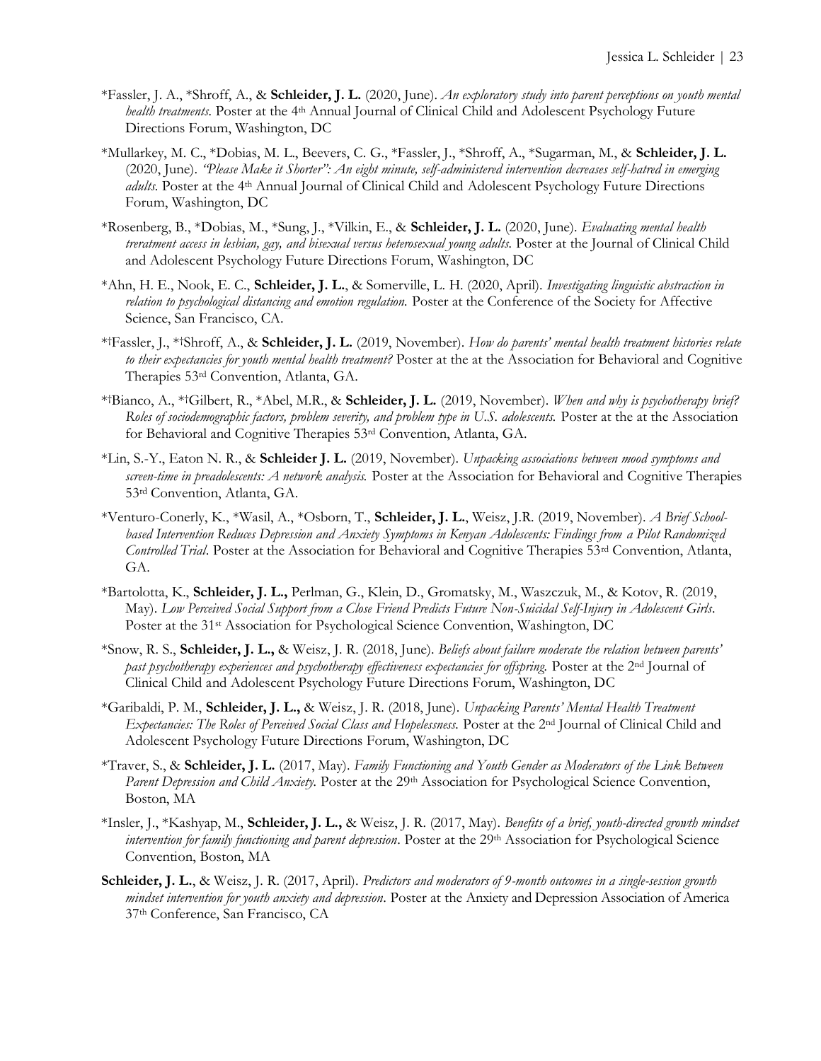*Fassler, J. A., *Shroff, A., & **Schleider, J. L.** (2020, June). *An exploratory study into parent perceptions on youth mental health treatments.* Poster at the 4th Annual Journal of Clinical Child and Adolescent Psychology Future Directions Forum, Washington, DC

*Mullarkey, M. C., *Dobias, M. L., Beevers, C. G., *Fassler, J., *Shroff, A., *Sugarman, M., & **Schleider, J. L.** (2020, June). *"Please Make it Shorter": An eight minute, self-administered intervention decreases self-hatred in emerging adults.* Poster at the 4th Annual Journal of Clinical Child and Adolescent Psychology Future Directions Forum, Washington, DC

*Rosenberg, B., *Dobias, M., *Sung, J., *Vilkin, E., & **Schleider, J. L.** (2020, June). *Evaluating mental health treatment access in lesbian, gay, and bisexual versus heterosexual young adults.* Poster at the Journal of Clinical Child and Adolescent Psychology Future Directions Forum, Washington, DC

*Ahn, H. E., Nook, E. C., **Schleider, J. L.**, & Somerville, L. H. (2020, April). *Investigating linguistic abstraction in relation to psychological distancing and emotion regulation.* Poster at the Conference of the Society for Affective Science, San Francisco, CA.

*†Fassler, J., *†Shroff, A., & **Schleider, J. L.** (2019, November). *How do parents' mental health treatment histories relate to their expectancies for youth mental health treatment?* Poster at the at the Association for Behavioral and Cognitive Therapies 53rd Convention, Atlanta, GA.

*†Bianco, A., *†Gilbert, R., *Abel, M.R., & **Schleider, J. L.** (2019, November). *When and why is psychotherapy brief? Roles of sociodemographic factors, problem severity, and problem type in U.S. adolescents.* Poster at the at the Association for Behavioral and Cognitive Therapies 53rd Convention, Atlanta, GA.

*Lin, S.-Y., Eaton N. R., & **Schleider J. L.** (2019, November). *Unpacking associations between mood symptoms and screen-time in preadolescents: A network analysis.* Poster at the Association for Behavioral and Cognitive Therapies 53rd Convention, Atlanta, GA.

*Venturo-Conerly, K., *Wasil, A., *Osborn, T., **Schleider, J. L.**, Weisz, J.R. (2019, November). *A Brief School-based Intervention Reduces Depression and Anxiety Symptoms in Kenyan Adolescents: Findings from a Pilot Randomized Controlled Trial*. Poster at the Association for Behavioral and Cognitive Therapies 53rd Convention, Atlanta, GA.

*Bartolotta, K., **Schleider, J. L.,** Perlman, G., Klein, D., Gromatsky, M., Waszczuk, M., & Kotov, R. (2019, May). *Low Perceived Social Support from a Close Friend Predicts Future Non-Suicidal Self-Injury in Adolescent Girls*. Poster at the 31st Association for Psychological Science Convention, Washington, DC

*Snow, R. S., **Schleider, J. L.,** & Weisz, J. R. (2018, June). *Beliefs about failure moderate the relation between parents' past psychotherapy experiences and psychotherapy effectiveness expectancies for offspring.* Poster at the 2nd Journal of Clinical Child and Adolescent Psychology Future Directions Forum, Washington, DC

*Garibaldi, P. M., **Schleider, J. L.,** & Weisz, J. R. (2018, June). *Unpacking Parents' Mental Health Treatment Expectancies: The Roles of Perceived Social Class and Hopelessness.* Poster at the 2nd Journal of Clinical Child and Adolescent Psychology Future Directions Forum, Washington, DC

*Traver, S., & **Schleider, J. L.** (2017, May). *Family Functioning and Youth Gender as Moderators of the Link Between Parent Depression and Child Anxiety.* Poster at the 29th Association for Psychological Science Convention, Boston, MA

*Insler, J., *Kashyap, M., **Schleider, J. L.,** & Weisz, J. R. (2017, May). *Benefits of a brief, youth-directed growth mindset intervention for family functioning and parent depression*. Poster at the 29th Association for Psychological Science Convention, Boston, MA

**Schleider, J. L.**, & Weisz, J. R. (2017, April). *Predictors and moderators of 9-month outcomes in a single-session growth mindset intervention for youth anxiety and depression*. Poster at the Anxiety and Depression Association of America 37th Conference, San Francisco, CA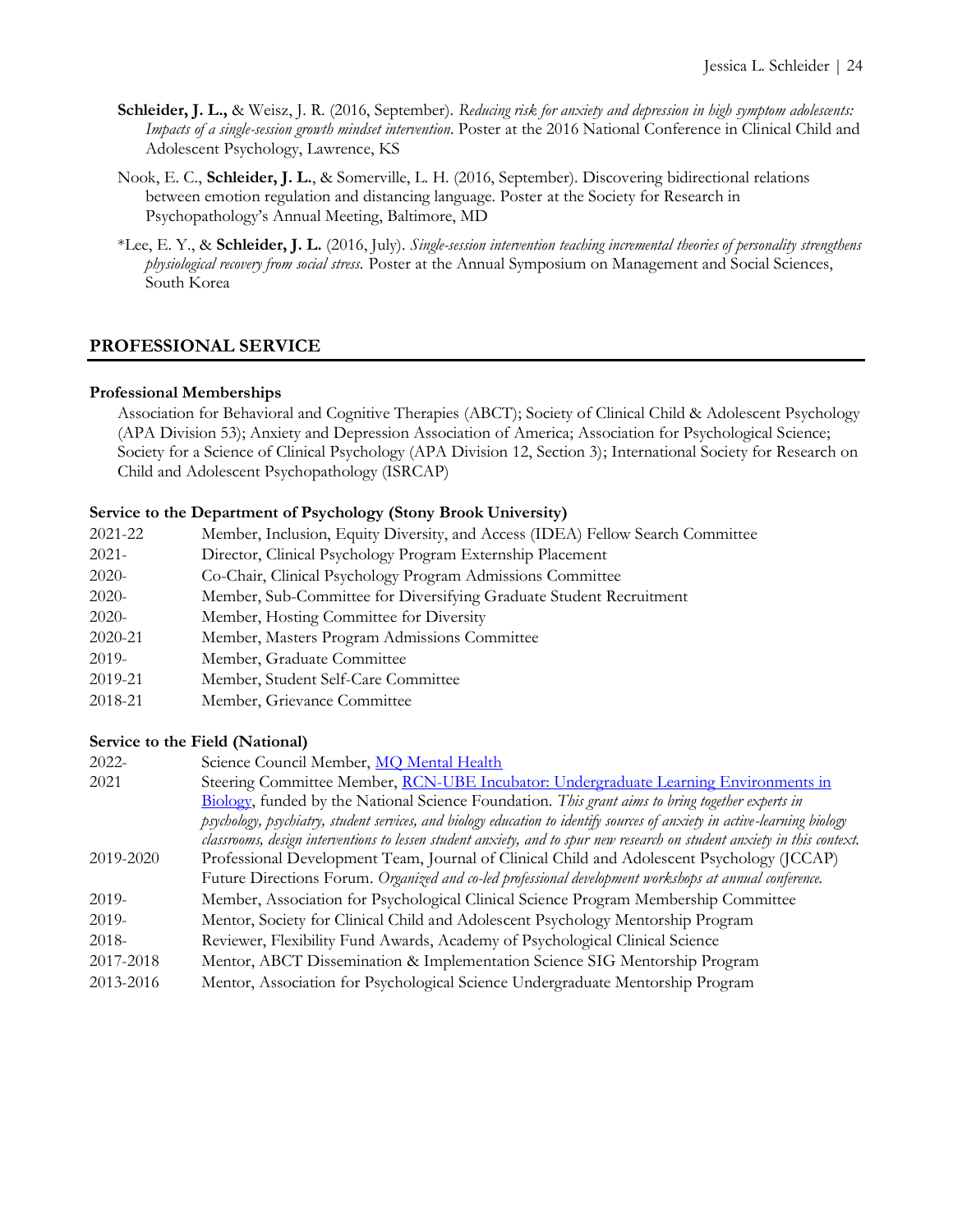**Schleider, J. L.,** & Weisz, J. R. (2016, September). *Reducing risk for anxiety and depression in high symptom adolescents: Impacts of a single-session growth mindset intervention.* Poster at the 2016 National Conference in Clinical Child and Adolescent Psychology, Lawrence, KS

Nook, E. C., **Schleider, J. L.**, & Somerville, L. H. (2016, September). Discovering bidirectional relations between emotion regulation and distancing language. Poster at the Society for Research in Psychopathology's Annual Meeting, Baltimore, MD

*Lee, E. Y., & **Schleider, J. L.** (2016, July). *Single-session intervention teaching incremental theories of personality strengthens physiological recovery from social stress.* Poster at the Annual Symposium on Management and Social Sciences, South Korea

## PROFESSIONAL SERVICE

### Professional Memberships

Association for Behavioral and Cognitive Therapies (ABCT); Society of Clinical Child & Adolescent Psychology (APA Division 53); Anxiety and Depression Association of America; Association for Psychological Science; Society for a Science of Clinical Psychology (APA Division 12, Section 3); International Society for Research on Child and Adolescent Psychopathology (ISRCAP)

### Service to the Department of Psychology (Stony Brook University)

2021-22 Member, Inclusion, Equity Diversity, and Access (IDEA) Fellow Search Committee
2021- Director, Clinical Psychology Program Externship Placement
2020- Co-Chair, Clinical Psychology Program Admissions Committee
2020- Member, Sub-Committee for Diversifying Graduate Student Recruitment
2020- Member, Hosting Committee for Diversity
2020-21 Member, Masters Program Admissions Committee
2019- Member, Graduate Committee
2019-21 Member, Student Self-Care Committee
2018-21 Member, Grievance Committee

### Service to the Field (National)

2022- Science Council Member, MQ Mental Health
2021 Steering Committee Member, RCN-UBE Incubator: Undergraduate Learning Environments in Biology, funded by the National Science Foundation. *This grant aims to bring together experts in psychology, psychiatry, student services, and biology education to identify sources of anxiety in active-learning biology classrooms, design interventions to lessen student anxiety, and to spur new research on student anxiety in this context.*
2019-2020 Professional Development Team, Journal of Clinical Child and Adolescent Psychology (JCCAP) Future Directions Forum. *Organized and co-led professional development workshops at annual conference.*
2019- Member, Association for Psychological Clinical Science Program Membership Committee
2019- Mentor, Society for Clinical Child and Adolescent Psychology Mentorship Program
2018- Reviewer, Flexibility Fund Awards, Academy of Psychological Clinical Science
2017-2018 Mentor, ABCT Dissemination & Implementation Science SIG Mentorship Program
2013-2016 Mentor, Association for Psychological Science Undergraduate Mentorship Program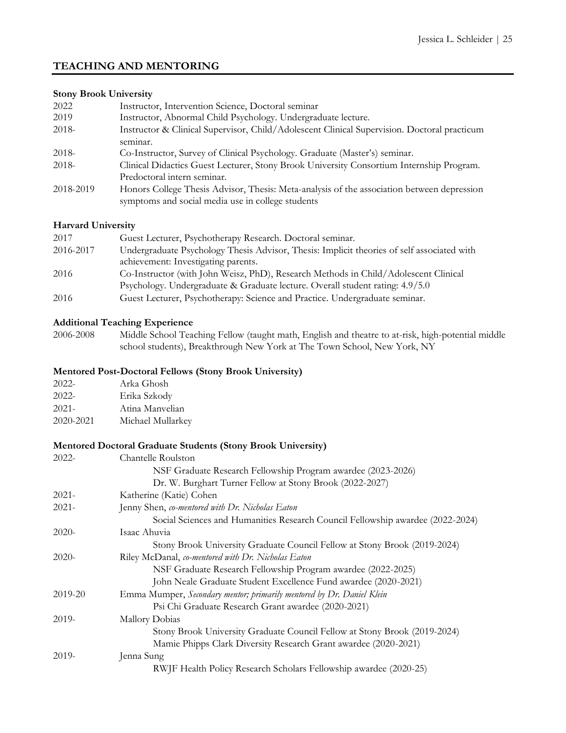## TEACHING AND MENTORING

### Stony Brook University

2022 Instructor, Intervention Science, Doctoral seminar

2019 Instructor, Abnormal Child Psychology. Undergraduate lecture.

2018- Instructor & Clinical Supervisor, Child/Adolescent Clinical Supervision. Doctoral practicum seminar.

2018- Co-Instructor, Survey of Clinical Psychology. Graduate (Master's) seminar.

2018- Clinical Didactics Guest Lecturer, Stony Brook University Consortium Internship Program. Predoctoral intern seminar.

2018-2019 Honors College Thesis Advisor, Thesis: Meta-analysis of the association between depression symptoms and social media use in college students

### Harvard University

2017 Guest Lecturer, Psychotherapy Research. Doctoral seminar.

2016-2017 Undergraduate Psychology Thesis Advisor, Thesis: Implicit theories of self associated with achievement: Investigating parents.

2016 Co-Instructor (with John Weisz, PhD), Research Methods in Child/Adolescent Clinical Psychology. Undergraduate & Graduate lecture. Overall student rating: 4.9/5.0

2016 Guest Lecturer, Psychotherapy: Science and Practice. Undergraduate seminar.

### Additional Teaching Experience

2006-2008 Middle School Teaching Fellow (taught math, English and theatre to at-risk, high-potential middle school students), Breakthrough New York at The Town School, New York, NY

### Mentored Post-Doctoral Fellows (Stony Brook University)

2022- Arka Ghosh

2022- Erika Szkody

2021- Atina Manvelian

2020-2021 Michael Mullarkey

### Mentored Doctoral Graduate Students (Stony Brook University)

2022- Chantelle Roulston
- NSF Graduate Research Fellowship Program awardee (2023-2026)
- Dr. W. Burghart Turner Fellow at Stony Brook (2022-2027)

2021- Katherine (Katie) Cohen

2021- Jenny Shen, *co-mentored with Dr. Nicholas Eaton*
- Social Sciences and Humanities Research Council Fellowship awardee (2022-2024)

2020- Isaac Ahuvia
- Stony Brook University Graduate Council Fellow at Stony Brook (2019-2024)

2020- Riley McDanal, *co-mentored with Dr. Nicholas Eaton*
- NSF Graduate Research Fellowship Program awardee (2022-2025)
- John Neale Graduate Student Excellence Fund awardee (2020-2021)

2019-20 Emma Mumper, *Secondary mentor; primarily mentored by Dr. Daniel Klein*
- Psi Chi Graduate Research Grant awardee (2020-2021)

2019- Mallory Dobias
- Stony Brook University Graduate Council Fellow at Stony Brook (2019-2024)
- Mamie Phipps Clark Diversity Research Grant awardee (2020-2021)

2019- Jenna Sung
- RWJF Health Policy Research Scholars Fellowship awardee (2020-25)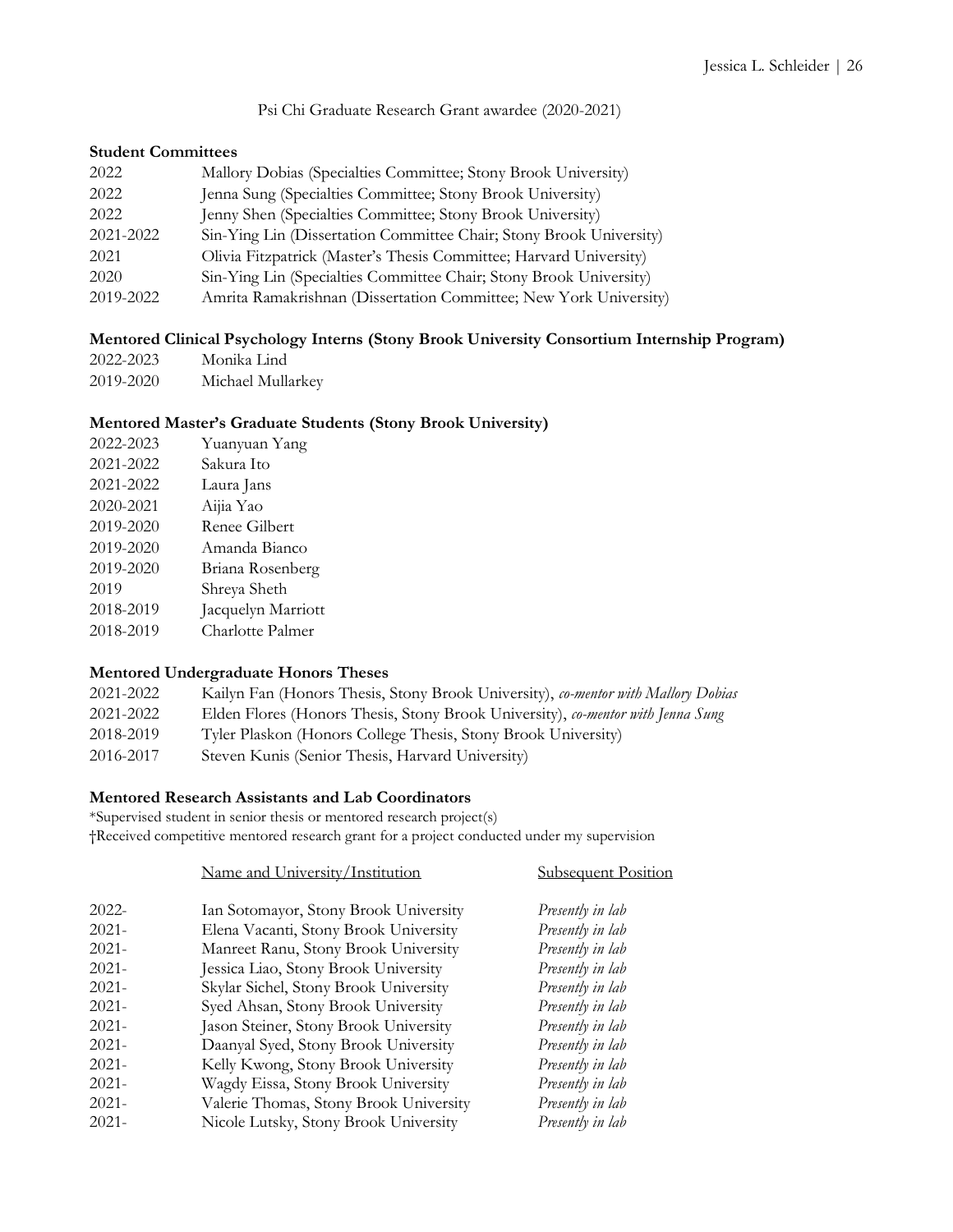Psi Chi Graduate Research Grant awardee (2020-2021)

**Student Committees**

| | |
|---|---|
| 2022 | Mallory Dobias (Specialties Committee; Stony Brook University) |
| 2022 | Jenna Sung (Specialties Committee; Stony Brook University) |
| 2022 | Jenny Shen (Specialties Committee; Stony Brook University) |
| 2021-2022 | Sin-Ying Lin (Dissertation Committee Chair; Stony Brook University) |
| 2021 | Olivia Fitzpatrick (Master's Thesis Committee; Harvard University) |
| 2020 | Sin-Ying Lin (Specialties Committee Chair; Stony Brook University) |
| 2019-2022 | Amrita Ramakrishnan (Dissertation Committee; New York University) |

**Mentored Clinical Psychology Interns (Stony Brook University Consortium Internship Program)**

| | |
|---|---|
| 2022-2023 | Monika Lind |
| 2019-2020 | Michael Mullarkey |

**Mentored Master's Graduate Students (Stony Brook University)**

| | |
|---|---|
| 2022-2023 | Yuanyuan Yang |
| 2021-2022 | Sakura Ito |
| 2021-2022 | Laura Jans |
| 2020-2021 | Aijia Yao |
| 2019-2020 | Renee Gilbert |
| 2019-2020 | Amanda Bianco |
| 2019-2020 | Briana Rosenberg |
| 2019 | Shreya Sheth |
| 2018-2019 | Jacquelyn Marriott |
| 2018-2019 | Charlotte Palmer |

**Mentored Undergraduate Honors Theses**

| | |
|---|---|
| 2021-2022 | Kailyn Fan (Honors Thesis, Stony Brook University), *co-mentor with Mallory Dobias* |
| 2021-2022 | Elden Flores (Honors Thesis, Stony Brook University), *co-mentor with Jenna Sung* |
| 2018-2019 | Tyler Plaskon (Honors College Thesis, Stony Brook University) |
| 2016-2017 | Steven Kunis (Senior Thesis, Harvard University) |

**Mentored Research Assistants and Lab Coordinators**

*Supervised student in senior thesis or mentored research project(s)
†Received competitive mentored research grant for a project conducted under my supervision

| | Name and University/Institution | Subsequent Position |
|---|---|---|
| 2022- | Ian Sotomayor, Stony Brook University | *Presently in lab* |
| 2021- | Elena Vacanti, Stony Brook University | *Presently in lab* |
| 2021- | Manreet Ranu, Stony Brook University | *Presently in lab* |
| 2021- | Jessica Liao, Stony Brook University | *Presently in lab* |
| 2021- | Skylar Sichel, Stony Brook University | *Presently in lab* |
| 2021- | Syed Ahsan, Stony Brook University | *Presently in lab* |
| 2021- | Jason Steiner, Stony Brook University | *Presently in lab* |
| 2021- | Daanyal Syed, Stony Brook University | *Presently in lab* |
| 2021- | Kelly Kwong, Stony Brook University | *Presently in lab* |
| 2021- | Wagdy Eissa, Stony Brook University | *Presently in lab* |
| 2021- | Valerie Thomas, Stony Brook University | *Presently in lab* |
| 2021- | Nicole Lutsky, Stony Brook University | *Presently in lab* |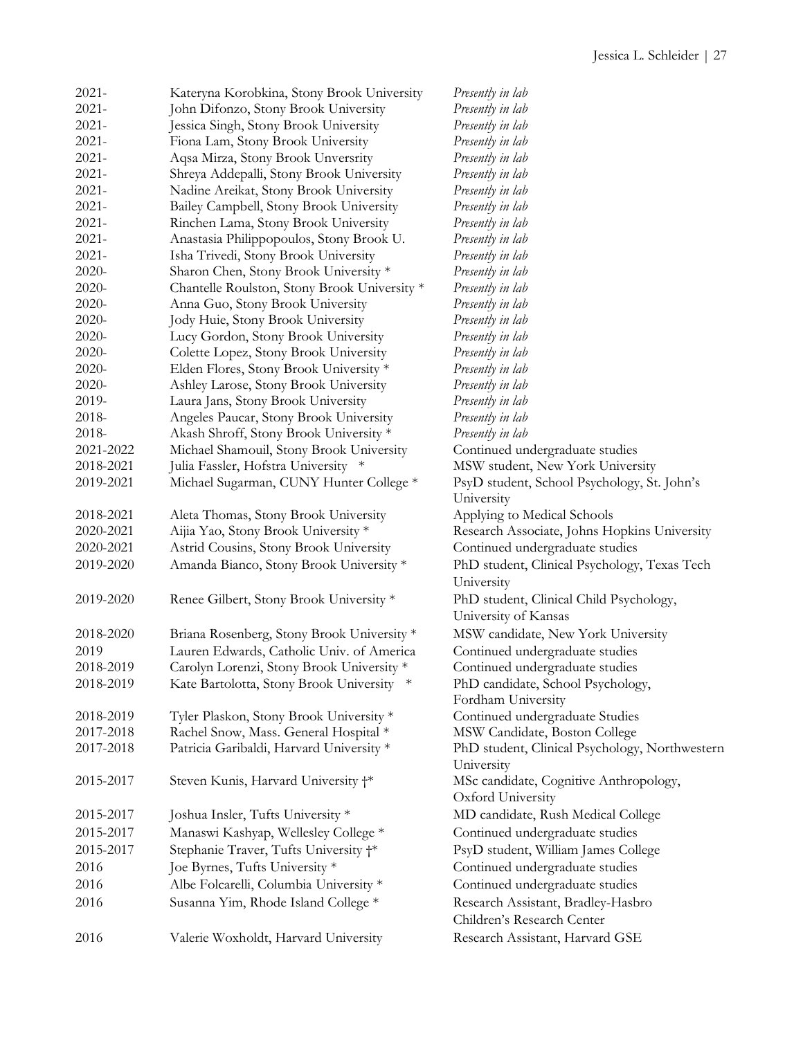| | | |
|---|---|---|
| 2021- | Kateryna Korobkina, Stony Brook University | *Presently in lab* |
| 2021- | John Difonzo, Stony Brook University | *Presently in lab* |
| 2021- | Jessica Singh, Stony Brook University | *Presently in lab* |
| 2021- | Fiona Lam, Stony Brook University | *Presently in lab* |
| 2021- | Aqsa Mirza, Stony Brook Unversrity | *Presently in lab* |
| 2021- | Shreya Addepalli, Stony Brook University | *Presently in lab* |
| 2021- | Nadine Areikat, Stony Brook University | *Presently in lab* |
| 2021- | Bailey Campbell, Stony Brook University | *Presently in lab* |
| 2021- | Rinchen Lama, Stony Brook University | *Presently in lab* |
| 2021- | Anastasia Philippopoulos, Stony Brook U. | *Presently in lab* |
| 2021- | Isha Trivedi, Stony Brook University | *Presently in lab* |
| 2020- | Sharon Chen, Stony Brook University * | *Presently in lab* |
| 2020- | Chantelle Roulston, Stony Brook University * | *Presently in lab* |
| 2020- | Anna Guo, Stony Brook University | *Presently in lab* |
| 2020- | Jody Huie, Stony Brook University | *Presently in lab* |
| 2020- | Lucy Gordon, Stony Brook University | *Presently in lab* |
| 2020- | Colette Lopez, Stony Brook University | *Presently in lab* |
| 2020- | Elden Flores, Stony Brook University * | *Presently in lab* |
| 2020- | Ashley Larose, Stony Brook University | *Presently in lab* |
| 2019- | Laura Jans, Stony Brook University | *Presently in lab* |
| 2018- | Angeles Paucar, Stony Brook University | *Presently in lab* |
| 2018- | Akash Shroff, Stony Brook University * | *Presently in lab* |
| 2021-2022 | Michael Shamouil, Stony Brook University | Continued undergraduate studies |
| 2018-2021 | Julia Fassler, Hofstra University * | MSW student, New York University |
| 2019-2021 | Michael Sugarman, CUNY Hunter College * | PsyD student, School Psychology, St. John's University |
| 2018-2021 | Aleta Thomas, Stony Brook University | Applying to Medical Schools |
| 2020-2021 | Aijia Yao, Stony Brook University * | Research Associate, Johns Hopkins University |
| 2020-2021 | Astrid Cousins, Stony Brook University | Continued undergraduate studies |
| 2019-2020 | Amanda Bianco, Stony Brook University * | PhD student, Clinical Psychology, Texas Tech University |
| 2019-2020 | Renee Gilbert, Stony Brook University * | PhD student, Clinical Child Psychology, University of Kansas |
| 2018-2020 | Briana Rosenberg, Stony Brook University * | MSW candidate, New York University |
| 2019 | Lauren Edwards, Catholic Univ. of America | Continued undergraduate studies |
| 2018-2019 | Carolyn Lorenzi, Stony Brook University * | Continued undergraduate studies |
| 2018-2019 | Kate Bartolotta, Stony Brook University * | PhD candidate, School Psychology, Fordham University |
| 2018-2019 | Tyler Plaskon, Stony Brook University * | Continued undergraduate Studies |
| 2017-2018 | Rachel Snow, Mass. General Hospital * | MSW Candidate, Boston College |
| 2017-2018 | Patricia Garibaldi, Harvard University * | PhD student, Clinical Psychology, Northwestern University |
| 2015-2017 | Steven Kunis, Harvard University †* | MSc candidate, Cognitive Anthropology, Oxford University |
| 2015-2017 | Joshua Insler, Tufts University * | MD candidate, Rush Medical College |
| 2015-2017 | Manaswi Kashyap, Wellesley College * | Continued undergraduate studies |
| 2015-2017 | Stephanie Traver, Tufts University †* | PsyD student, William James College |
| 2016 | Joe Byrnes, Tufts University * | Continued undergraduate studies |
| 2016 | Albe Folcarelli, Columbia University * | Continued undergraduate studies |
| 2016 | Susanna Yim, Rhode Island College * | Research Assistant, Bradley-Hasbro Children's Research Center |
| 2016 | Valerie Woxholdt, Harvard University | Research Assistant, Harvard GSE |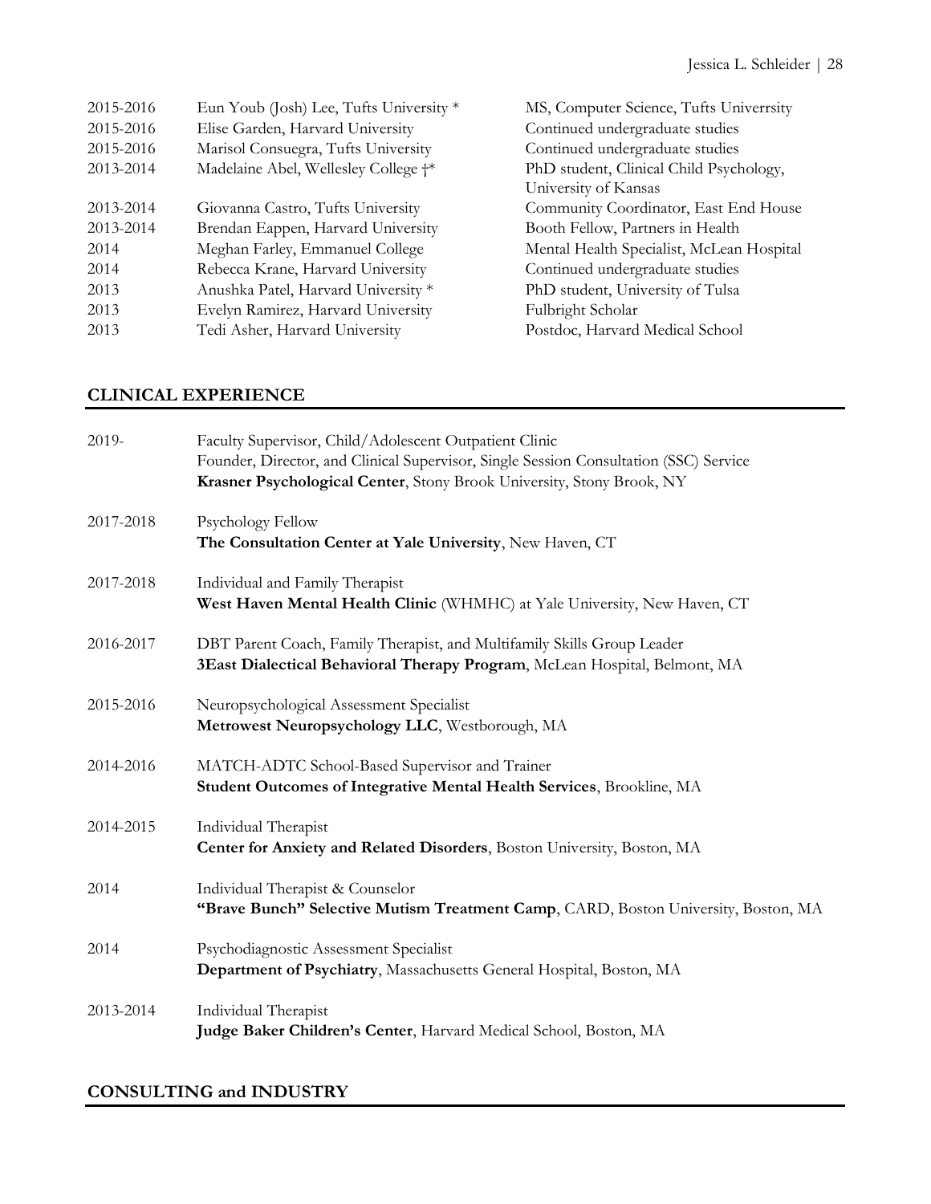| | | |
|---|---|---|
| 2015-2016 | Eun Youb (Josh) Lee, Tufts University * | MS, Computer Science, Tufts Univerrsity |
| 2015-2016 | Elise Garden, Harvard University | Continued undergraduate studies |
| 2015-2016 | Marisol Consuegra, Tufts University | Continued undergraduate studies |
| 2013-2014 | Madelaine Abel, Wellesley College †* | PhD student, Clinical Child Psychology, University of Kansas |
| 2013-2014 | Giovanna Castro, Tufts University | Community Coordinator, East End House |
| 2013-2014 | Brendan Eappen, Harvard University | Booth Fellow, Partners in Health |
| 2014 | Meghan Farley, Emmanuel College | Mental Health Specialist, McLean Hospital |
| 2014 | Rebecca Krane, Harvard University | Continued undergraduate studies |
| 2013 | Anushka Patel, Harvard University * | PhD student, University of Tulsa |
| 2013 | Evelyn Ramirez, Harvard University | Fulbright Scholar |
| 2013 | Tedi Asher, Harvard University | Postdoc, Harvard Medical School |

## CLINICAL EXPERIENCE

2019- Faculty Supervisor, Child/Adolescent Outpatient Clinic
Founder, Director, and Clinical Supervisor, Single Session Consultation (SSC) Service
**Krasner Psychological Center**, Stony Brook University, Stony Brook, NY

2017-2018 Psychology Fellow
**The Consultation Center at Yale University**, New Haven, CT

2017-2018 Individual and Family Therapist
**West Haven Mental Health Clinic** (WHMHC) at Yale University, New Haven, CT

2016-2017 DBT Parent Coach, Family Therapist, and Multifamily Skills Group Leader
**3East Dialectical Behavioral Therapy Program**, McLean Hospital, Belmont, MA

2015-2016 Neuropsychological Assessment Specialist
**Metrowest Neuropsychology LLC**, Westborough, MA

2014-2016 MATCH-ADTC School-Based Supervisor and Trainer
**Student Outcomes of Integrative Mental Health Services**, Brookline, MA

2014-2015 Individual Therapist
**Center for Anxiety and Related Disorders**, Boston University, Boston, MA

2014 Individual Therapist & Counselor
**"Brave Bunch" Selective Mutism Treatment Camp**, CARD, Boston University, Boston, MA

2014 Psychodiagnostic Assessment Specialist
**Department of Psychiatry**, Massachusetts General Hospital, Boston, MA

2013-2014 Individual Therapist
**Judge Baker Children's Center**, Harvard Medical School, Boston, MA

## CONSULTING and INDUSTRY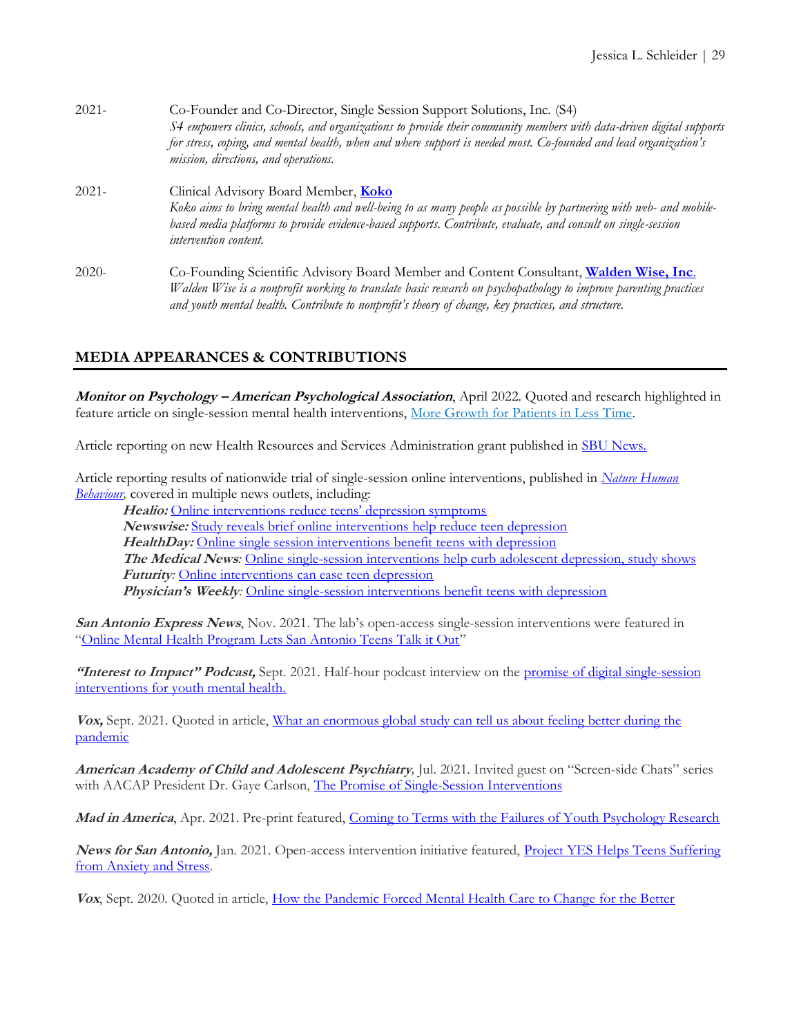2021- Co-Founder and Co-Director, Single Session Support Solutions, Inc. (S4)
*S4 empowers clinics, schools, and organizations to provide their community members with data-driven digital supports for stress, coping, and mental health, when and where support is needed most. Co-founded and lead organization's mission, directions, and operations.*

2021- Clinical Advisory Board Member, **Koko**
*Koko aims to bring mental health and well-being to as many people as possible by partnering with web- and mobile-based media platforms to provide evidence-based supports. Contribute, evaluate, and consult on single-session intervention content.*

2020- Co-Founding Scientific Advisory Board Member and Content Consultant, **Walden Wise, Inc**.
*Walden Wise is a nonprofit working to translate basic research on psychopathology to improve parenting practices and youth mental health. Contribute to nonprofit's theory of change, key practices, and structure.*

## MEDIA APPEARANCES & CONTRIBUTIONS

***Monitor on Psychology – American Psychological Association***, April 2022. Quoted and research highlighted in feature article on single-session mental health interventions, More Growth for Patients in Less Time.

Article reporting on new Health Resources and Services Administration grant published in SBU News.

Article reporting results of nationwide trial of single-session online interventions, published in *Nature Human Behaviour,* covered in multiple news outlets, including:

- ***Healio:*** Online interventions reduce teens' depression symptoms
- ***Newswise:*** Study reveals brief online interventions help reduce teen depression
- ***HealthDay:*** Online single session interventions benefit teens with depression
- ***The Medical News***: Online single-session interventions help curb adolescent depression, study shows
- ***Futurity***: Online interventions can ease teen depression
- ***Physician's Weekly***: Online single-session interventions benefit teens with depression

***San Antonio Express News***, Nov. 2021. The lab's open-access single-session interventions were featured in "Online Mental Health Program Lets San Antonio Teens Talk it Out"

***"Interest to Impact" Podcast,*** Sept. 2021. Half-hour podcast interview on the promise of digital single-session interventions for youth mental health.

***Vox,*** Sept. 2021. Quoted in article, What an enormous global study can tell us about feeling better during the pandemic

***American Academy of Child and Adolescent Psychiatry***, Jul. 2021. Invited guest on "Screen-side Chats" series with AACAP President Dr. Gaye Carlson, The Promise of Single-Session Interventions

***Mad in America***, Apr. 2021. Pre-print featured, Coming to Terms with the Failures of Youth Psychology Research

***News for San Antonio,*** Jan. 2021. Open-access intervention initiative featured, Project YES Helps Teens Suffering from Anxiety and Stress.

***Vox***, Sept. 2020. Quoted in article, How the Pandemic Forced Mental Health Care to Change for the Better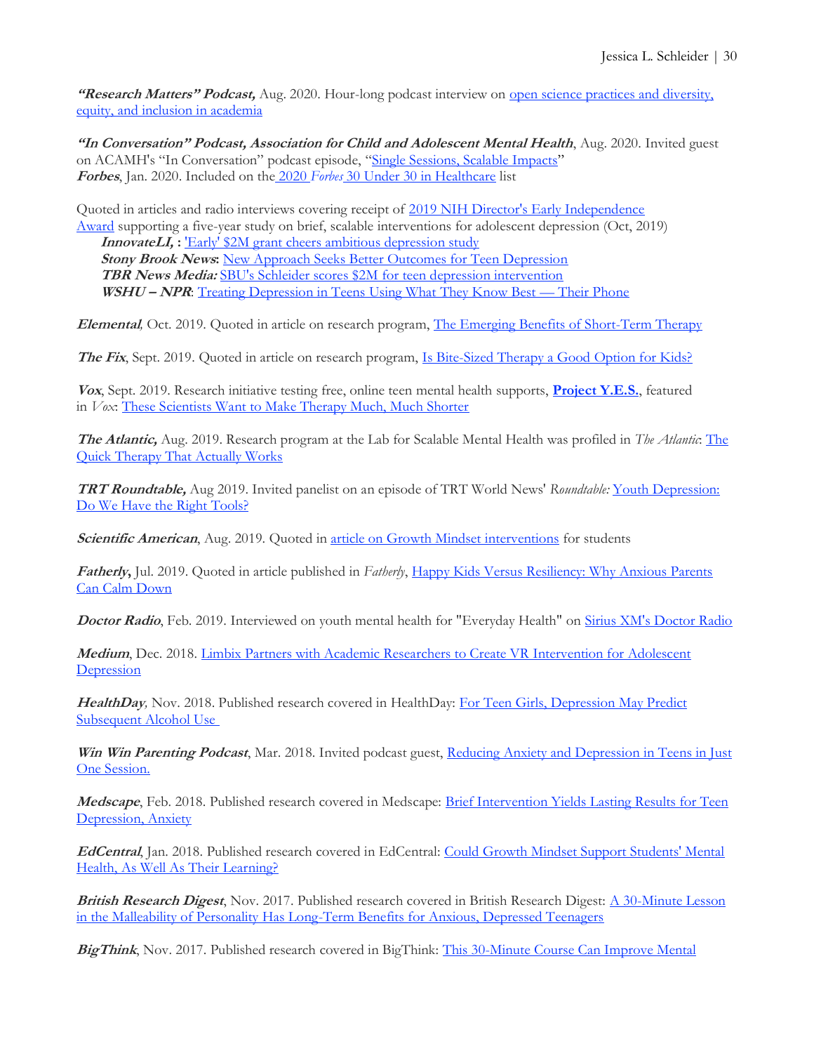***"Research Matters" Podcast,*** Aug. 2020. Hour-long podcast interview on open science practices and diversity, equity, and inclusion in academia

***"In Conversation" Podcast, Association for Child and Adolescent Mental Health***, Aug. 2020. Invited guest on ACAMH's "In Conversation" podcast episode, "Single Sessions, Scalable Impacts"
***Forbes***, Jan. 2020. Included on the 2020 *Forbes* 30 Under 30 in Healthcare list

Quoted in articles and radio interviews covering receipt of 2019 NIH Director's Early Independence Award supporting a five-year study on brief, scalable interventions for adolescent depression (Oct, 2019)

- ***InnovateLI,*** **:** 'Early' $2M grant cheers ambitious depression study
- ***Stony Brook News*****:** New Approach Seeks Better Outcomes for Teen Depression
- ***TBR News Media:*** SBU's Schleider scores $2M for teen depression intervention
- ***WSHU – NPR***: Treating Depression in Teens Using What They Know Best — Their Phone

***Elemental,*** Oct. 2019. Quoted in article on research program, The Emerging Benefits of Short-Term Therapy

***The Fix***, Sept. 2019. Quoted in article on research program, Is Bite-Sized Therapy a Good Option for Kids?

***Vox***, Sept. 2019. Research initiative testing free, online teen mental health supports, **Project Y.E.S.**, featured in *Vox*: These Scientists Want to Make Therapy Much, Much Shorter

***The Atlantic,*** Aug. 2019. Research program at the Lab for Scalable Mental Health was profiled in *The Atlantic*: The Quick Therapy That Actually Works

***TRT Roundtable,*** Aug 2019. Invited panelist on an episode of TRT World News' *Roundtable:* Youth Depression: Do We Have the Right Tools?

***Scientific American***, Aug. 2019. Quoted in article on Growth Mindset interventions for students

***Fatherly,*** Jul. 2019. Quoted in article published in *Fatherly*, Happy Kids Versus Resiliency: Why Anxious Parents Can Calm Down

***Doctor Radio***, Feb. 2019. Interviewed on youth mental health for "Everyday Health" on Sirius XM's Doctor Radio

***Medium***, Dec. 2018. Limbix Partners with Academic Researchers to Create VR Intervention for Adolescent Depression

***HealthDay,*** Nov. 2018. Published research covered in HealthDay: For Teen Girls, Depression May Predict Subsequent Alcohol Use

***Win Win Parenting Podcast***, Mar. 2018. Invited podcast guest, Reducing Anxiety and Depression in Teens in Just One Session.

***Medscape***, Feb. 2018. Published research covered in Medscape: Brief Intervention Yields Lasting Results for Teen Depression, Anxiety

***EdCentral***, Jan. 2018. Published research covered in EdCentral: Could Growth Mindset Support Students' Mental Health, As Well As Their Learning?

***British Research Digest***, Nov. 2017. Published research covered in British Research Digest: A 30-Minute Lesson in the Malleability of Personality Has Long-Term Benefits for Anxious, Depressed Teenagers

***BigThink***, Nov. 2017. Published research covered in BigThink: This 30-Minute Course Can Improve Mental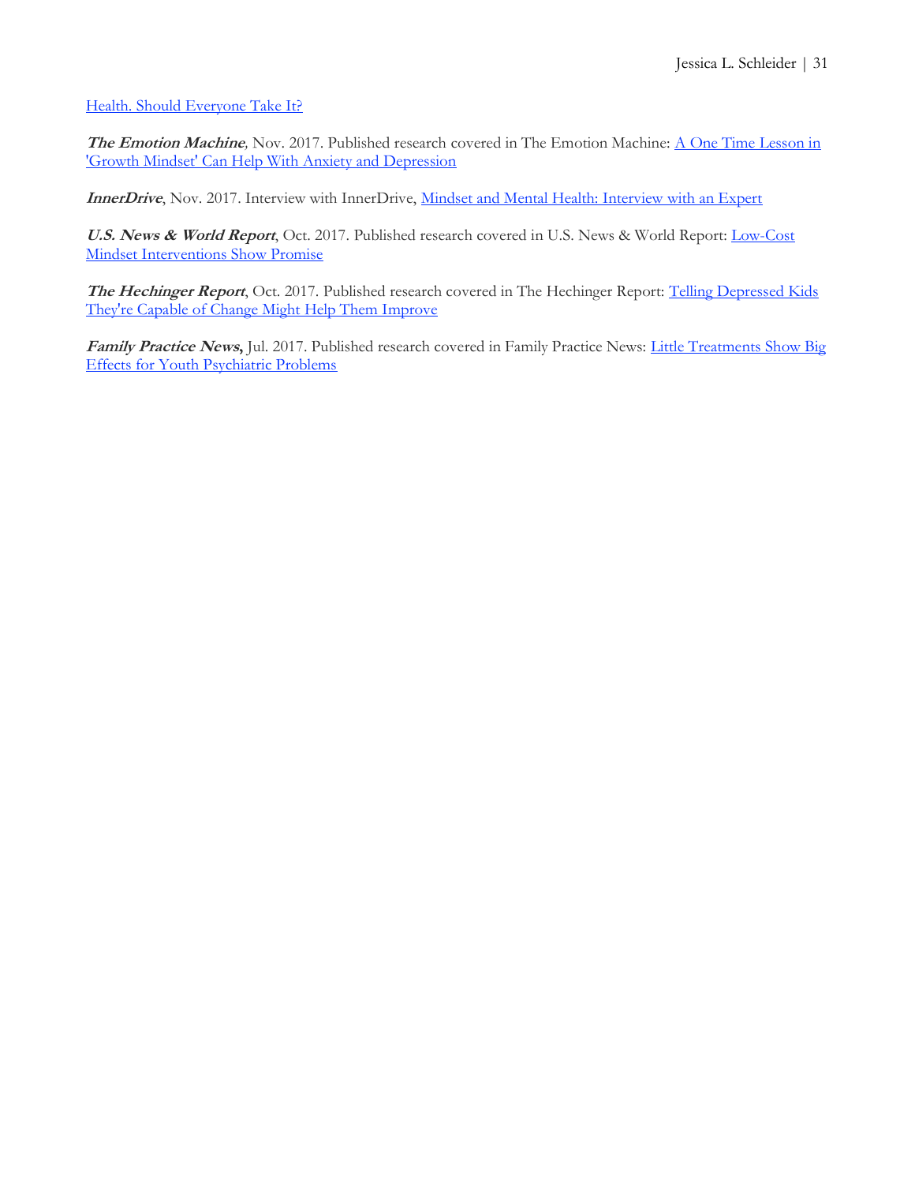[Health. Should Everyone Take It?]

***The Emotion Machine***, Nov. 2017. Published research covered in The Emotion Machine: [A One Time Lesson in 'Growth Mindset' Can Help With Anxiety and Depression]

***InnerDrive***, Nov. 2017. Interview with InnerDrive, [Mindset and Mental Health: Interview with an Expert]

***U.S. News & World Report***, Oct. 2017. Published research covered in U.S. News & World Report: [Low-Cost Mindset Interventions Show Promise]

***The Hechinger Report***, Oct. 2017. Published research covered in The Hechinger Report: [Telling Depressed Kids They're Capable of Change Might Help Them Improve]

***Family Practice News*****,** Jul. 2017. Published research covered in Family Practice News: [Little Treatments Show Big Effects for Youth Psychiatric Problems]